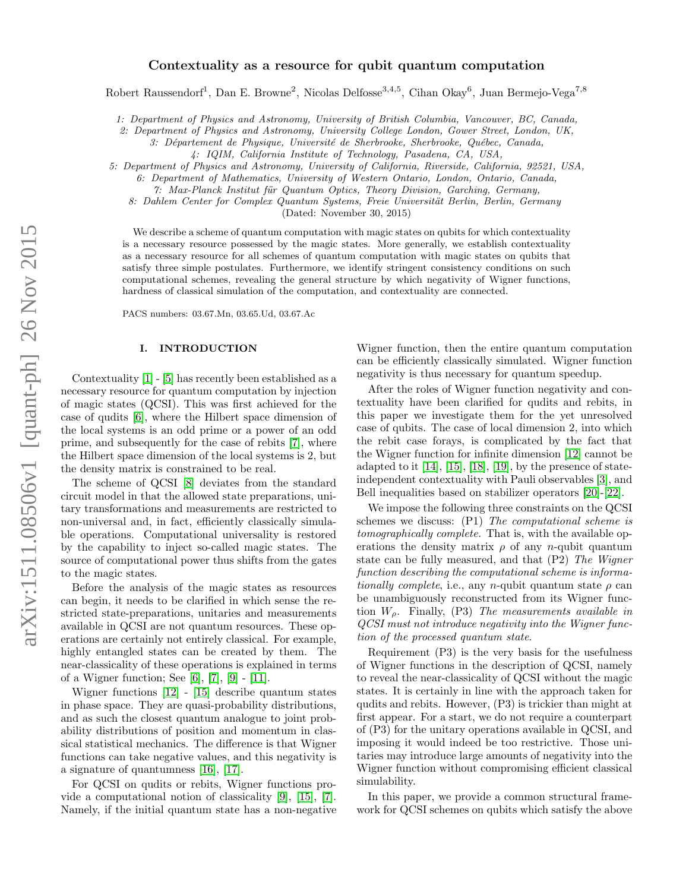# Contextuality as a resource for qubit quantum computation

Robert Raussendorf[1], Dan E. Browne[2], Nicolas Delfosse[3,4,5], Cihan Okay[6], Juan Bermejo-Vega[7,8]

1: Department of Physics and Astronomy, University of British Columbia, Vancouver, BC, Canada,
2: Department of Physics and Astronomy, University College London, Gower Street, London, UK,
3: Département de Physique, Université de Sherbrooke, Sherbrooke, Québec, Canada,
4: IQIM, California Institute of Technology, Pasadena, CA, USA,
5: Department of Physics and Astronomy, University of California, Riverside, California, 92521, USA,
6: Department of Mathematics, University of Western Ontario, London, Ontario, Canada,
7: Max-Planck Institut für Quantum Optics, Theory Division, Garching, Germany,
8: Dahlem Center for Complex Quantum Systems, Freie Universität Berlin, Berlin, Germany

(Dated: November 30, 2015)

We describe a scheme of quantum computation with magic states on qubits for which contextuality is a necessary resource possessed by the magic states. More generally, we establish contextuality as a necessary resource for all schemes of quantum computation with magic states on qubits that satisfy three simple postulates. Furthermore, we identify stringent consistency conditions on such computational schemes, revealing the general structure by which negativity of Wigner functions, hardness of classical simulation of the computation, and contextuality are connected.

PACS numbers: 03.67.Mn, 03.65.Ud, 03.67.Ac

## I. INTRODUCTION

Contextuality [1] - [5] has recently been established as a necessary resource for quantum computation by injection of magic states (QCSI). This was first achieved for the case of qudits [6], where the Hilbert space dimension of the local systems is an odd prime or a power of an odd prime, and subsequently for the case of rebits [7], where the Hilbert space dimension of the local systems is 2, but the density matrix is constrained to be real.

The scheme of QCSI [8] deviates from the standard circuit model in that the allowed state preparations, unitary transformations and measurements are restricted to non-universal and, in fact, efficiently classically simulable operations. Computational universality is restored by the capability to inject so-called magic states. The source of computational power thus shifts from the gates to the magic states.

Before the analysis of the magic states as resources can begin, it needs to be clarified in which sense the restricted state-preparations, unitaries and measurements available in QCSI are not quantum resources. These operations are certainly not entirely classical. For example, highly entangled states can be created by them. The near-classicality of these operations is explained in terms of a Wigner function; See [6], [7], [9] - [11].

Wigner functions [12] - [15] describe quantum states in phase space. They are quasi-probability distributions, and as such the closest quantum analogue to joint probability distributions of position and momentum in classical statistical mechanics. The difference is that Wigner functions can take negative values, and this negativity is a signature of quantumness [16], [17].

For QCSI on qudits or rebits, Wigner functions provide a computational notion of classicality [9], [15], [7]. Namely, if the initial quantum state has a non-negative Wigner function, then the entire quantum computation can be efficiently classically simulated. Wigner function negativity is thus necessary for quantum speedup.

After the roles of Wigner function negativity and contextuality have been clarified for qudits and rebits, in this paper we investigate them for the yet unresolved case of qubits. The case of local dimension 2, into which the rebit case forays, is complicated by the fact that the Wigner function for infinite dimension [12] cannot be adapted to it [14], [15], [18], [19], by the presence of state-independent contextuality with Pauli observables [3], and Bell inequalities based on stabilizer operators [20]-[22].

We impose the following three constraints on the QCSI schemes we discuss: (P1) *The computational scheme is tomographically complete.* That is, with the available operations the density matrix $\rho$ of any $n$-qubit quantum state can be fully measured, and that (P2) *The Wigner function describing the computational scheme is informationally complete*, i.e., any $n$-qubit quantum state $\rho$ can be unambiguously reconstructed from its Wigner function $W_\rho$. Finally, (P3) *The measurements available in QCSI must not introduce negativity into the Wigner function of the processed quantum state.*

Requirement (P3) is the very basis for the usefulness of Wigner functions in the description of QCSI, namely to reveal the near-classicality of QCSI without the magic states. It is certainly in line with the approach taken for qudits and rebits. However, (P3) is trickier than might at first appear. For a start, we do not require a counterpart of (P3) for the unitary operations available in QCSI, and imposing it would indeed be too restrictive. Those unitaries may introduce large amounts of negativity into the Wigner function without compromising efficient classical simulability.

In this paper, we provide a common structural framework for QCSI schemes on qubits which satisfy the above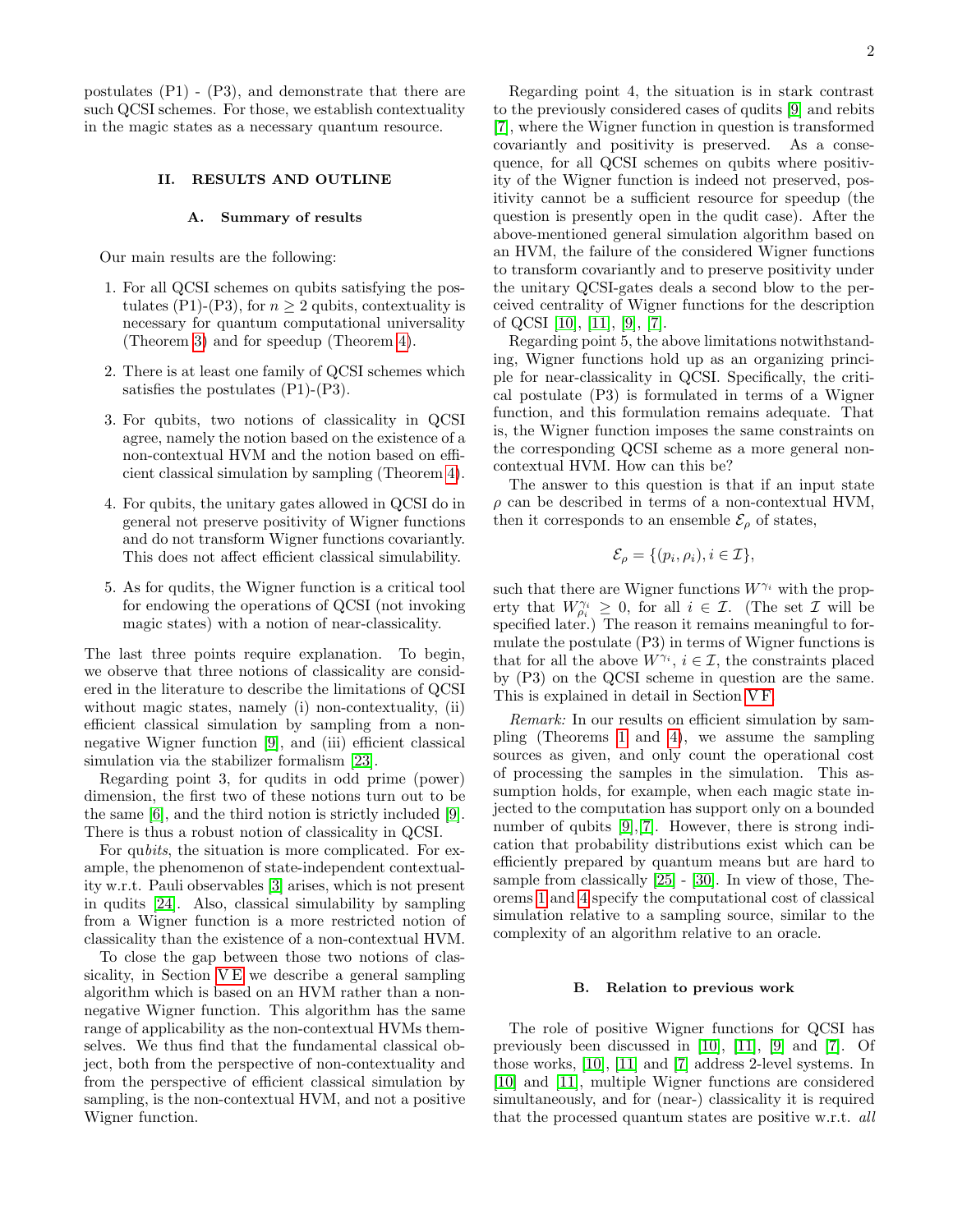postulates (P1) - (P3), and demonstrate that there are such QCSI schemes. For those, we establish contextuality in the magic states as a necessary quantum resource.

## II. RESULTS AND OUTLINE

### A. Summary of results

Our main results are the following:

1. For all QCSI schemes on qubits satisfying the postulates (P1)-(P3), for $n \geq 2$ qubits, contextuality is necessary for quantum computational universality (Theorem 3) and for speedup (Theorem 4).

2. There is at least one family of QCSI schemes which satisfies the postulates (P1)-(P3).

3. For qubits, two notions of classicality in QCSI agree, namely the notion based on the existence of a non-contextual HVM and the notion based on efficient classical simulation by sampling (Theorem 4).

4. For qubits, the unitary gates allowed in QCSI do in general not preserve positivity of Wigner functions and do not transform Wigner functions covariantly. This does not affect efficient classical simulability.

5. As for qudits, the Wigner function is a critical tool for endowing the operations of QCSI (not invoking magic states) with a notion of near-classicality.

The last three points require explanation. To begin, we observe that three notions of classicality are considered in the literature to describe the limitations of QCSI without magic states, namely (i) non-contextuality, (ii) efficient classical simulation by sampling from a non-negative Wigner function [9], and (iii) efficient classical simulation via the stabilizer formalism [23].

Regarding point 3, for qudits in odd prime (power) dimension, the first two of these notions turn out to be the same [6], and the third notion is strictly included [9]. There is thus a robust notion of classicality in QCSI.

For qu*bits*, the situation is more complicated. For example, the phenomenon of state-independent contextuality w.r.t. Pauli observables [3] arises, which is not present in qudits [24]. Also, classical simulability by sampling from a Wigner function is a more restricted notion of classicality than the existence of a non-contextual HVM.

To close the gap between those two notions of classicality, in Section V E we describe a general sampling algorithm which is based on an HVM rather than a non-negative Wigner function. This algorithm has the same range of applicability as the non-contextual HVMs themselves. We thus find that the fundamental classical object, both from the perspective of non-contextuality and from the perspective of efficient classical simulation by sampling, is the non-contextual HVM, and not a positive Wigner function.

Regarding point 4, the situation is in stark contrast to the previously considered cases of qudits [9] and rebits [7], where the Wigner function in question is transformed covariantly and positivity is preserved. As a consequence, for all QCSI schemes on qubits where positivity of the Wigner function is indeed not preserved, positivity cannot be a sufficient resource for speedup (the question is presently open in the qudit case). After the above-mentioned general simulation algorithm based on an HVM, the failure of the considered Wigner functions to transform covariantly and to preserve positivity under the unitary QCSI-gates deals a second blow to the perceived centrality of Wigner functions for the description of QCSI [10], [11], [9], [7].

Regarding point 5, the above limitations notwithstanding, Wigner functions hold up as an organizing principle for near-classicality in QCSI. Specifically, the critical postulate (P3) is formulated in terms of a Wigner function, and this formulation remains adequate. That is, the Wigner function imposes the same constraints on the corresponding QCSI scheme as a more general non-contextual HVM. How can this be?

The answer to this question is that if an input state $\rho$ can be described in terms of a non-contextual HVM, then it corresponds to an ensemble $\mathcal{E}_\rho$ of states,

$$\mathcal{E}_\rho = \{(p_i, \rho_i), i \in \mathcal{I}\},$$

such that there are Wigner functions $W^{\gamma_i}$ with the property that $W^{\gamma_i}_{\rho_i} \geq 0$, for all $i \in \mathcal{I}$. (The set $\mathcal{I}$ will be specified later.) The reason it remains meaningful to formulate the postulate (P3) in terms of Wigner functions is that for all the above $W^{\gamma_i}$, $i \in \mathcal{I}$, the constraints placed by (P3) on the QCSI scheme in question are the same. This is explained in detail in Section V F.

*Remark:* In our results on efficient simulation by sampling (Theorems 1 and 4), we assume the sampling sources as given, and only count the operational cost of processing the samples in the simulation. This assumption holds, for example, when each magic state injected to the computation has support only on a bounded number of qubits [9], [7]. However, there is strong indication that probability distributions exist which can be efficiently prepared by quantum means but are hard to sample from classically [25] - [30]. In view of those, Theorems 1 and 4 specify the computational cost of classical simulation relative to a sampling source, similar to the complexity of an algorithm relative to an oracle.

### B. Relation to previous work

The role of positive Wigner functions for QCSI has previously been discussed in [10], [11], [9] and [7]. Of those works, [10], [11] and [7] address 2-level systems. In [10] and [11], multiple Wigner functions are considered simultaneously, and for (near-) classicality it is required that the processed quantum states are positive w.r.t. *all*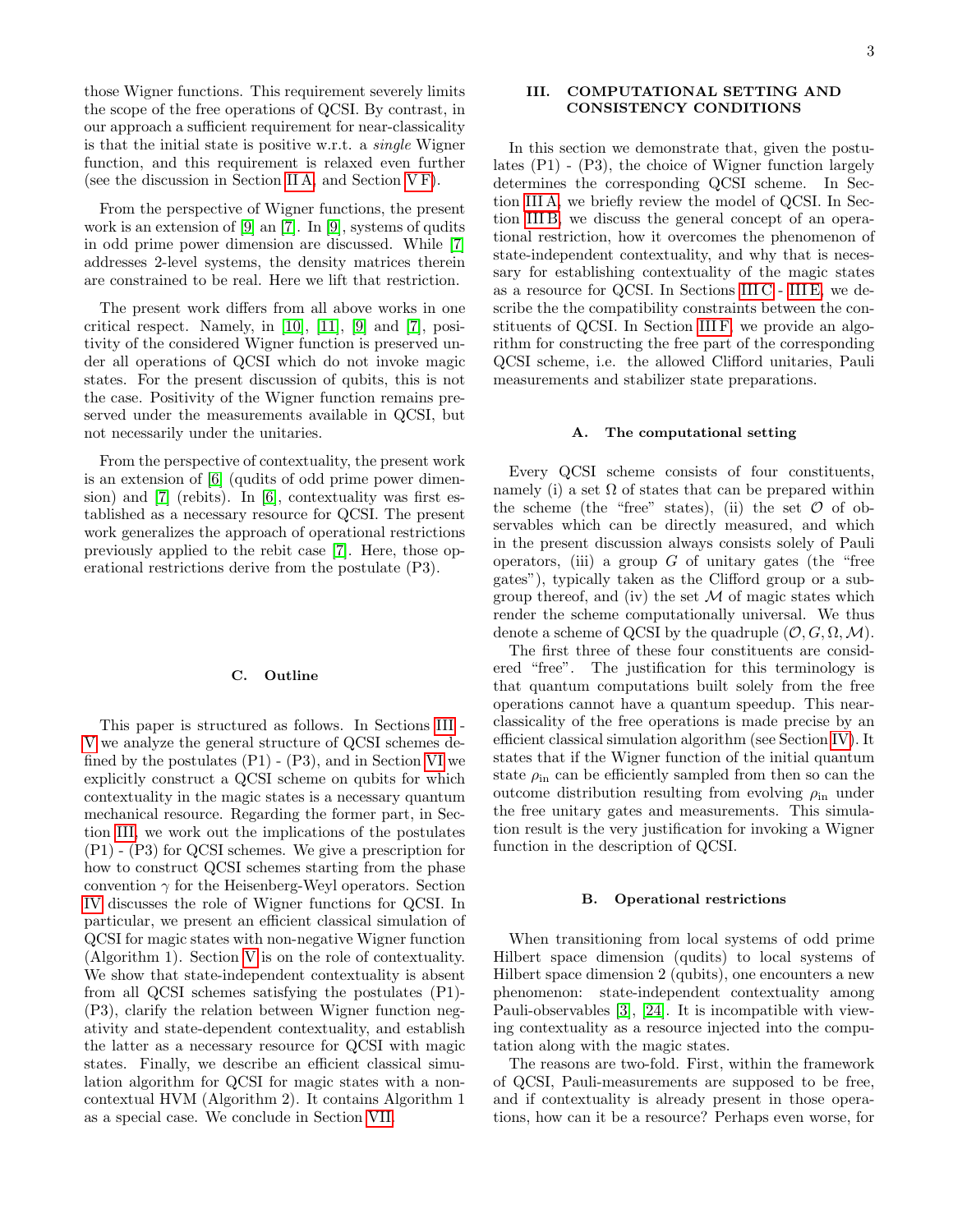those Wigner functions. This requirement severely limits the scope of the free operations of QCSI. By contrast, in our approach a sufficient requirement for near-classicality is that the initial state is positive w.r.t. a *single* Wigner function, and this requirement is relaxed even further (see the discussion in Section II A, and Section V F).

From the perspective of Wigner functions, the present work is an extension of [9] an [7]. In [9], systems of qudits in odd prime power dimension are discussed. While [7] addresses 2-level systems, the density matrices therein are constrained to be real. Here we lift that restriction.

The present work differs from all above works in one critical respect. Namely, in [10], [11], [9] and [7], positivity of the considered Wigner function is preserved under all operations of QCSI which do not invoke magic states. For the present discussion of qubits, this is not the case. Positivity of the Wigner function remains preserved under the measurements available in QCSI, but not necessarily under the unitaries.

From the perspective of contextuality, the present work is an extension of [6] (qudits of odd prime power dimension) and [7] (rebits). In [6], contextuality was first established as a necessary resource for QCSI. The present work generalizes the approach of operational restrictions previously applied to the rebit case [7]. Here, those operational restrictions derive from the postulate (P3).

### C. Outline

This paper is structured as follows. In Sections III - V we analyze the general structure of QCSI schemes defined by the postulates (P1) - (P3), and in Section VI we explicitly construct a QCSI scheme on qubits for which contextuality in the magic states is a necessary quantum mechanical resource. Regarding the former part, in Section III, we work out the implications of the postulates (P1) - (P3) for QCSI schemes. We give a prescription for how to construct QCSI schemes starting from the phase convention $\gamma$ for the Heisenberg-Weyl operators. Section IV discusses the role of Wigner functions for QCSI. In particular, we present an efficient classical simulation of QCSI for magic states with non-negative Wigner function (Algorithm 1). Section V is on the role of contextuality. We show that state-independent contextuality is absent from all QCSI schemes satisfying the postulates (P1)-(P3), clarify the relation between Wigner function negativity and state-dependent contextuality, and establish the latter as a necessary resource for QCSI with magic states. Finally, we describe an efficient classical simulation algorithm for QCSI for magic states with a noncontextual HVM (Algorithm 2). It contains Algorithm 1 as a special case. We conclude in Section VII.

## III. COMPUTATIONAL SETTING AND CONSISTENCY CONDITIONS

In this section we demonstrate that, given the postulates (P1) - (P3), the choice of Wigner function largely determines the corresponding QCSI scheme. In Section III A, we briefly review the model of QCSI. In Section III B, we discuss the general concept of an operational restriction, how it overcomes the phenomenon of state-independent contextuality, and why that is necessary for establishing contextuality of the magic states as a resource for QCSI. In Sections III C - III E, we describe the the compatibility constraints between the constituents of QCSI. In Section III F, we provide an algorithm for constructing the free part of the corresponding QCSI scheme, i.e. the allowed Clifford unitaries, Pauli measurements and stabilizer state preparations.

### A. The computational setting

Every QCSI scheme consists of four constituents, namely (i) a set $\Omega$ of states that can be prepared within the scheme (the "free" states), (ii) the set $\mathcal{O}$ of observables which can be directly measured, and which in the present discussion always consists solely of Pauli operators, (iii) a group $G$ of unitary gates (the "free gates"), typically taken as the Clifford group or a subgroup thereof, and (iv) the set $\mathcal{M}$ of magic states which render the scheme computationally universal. We thus denote a scheme of QCSI by the quadruple $(\mathcal{O}, G, \Omega, \mathcal{M})$.

The first three of these four constituents are considered "free". The justification for this terminology is that quantum computations built solely from the free operations cannot have a quantum speedup. This near-classicality of the free operations is made precise by an efficient classical simulation algorithm (see Section IV). It states that if the Wigner function of the initial quantum state $\rho_\text{in}$ can be efficiently sampled from then so can the outcome distribution resulting from evolving $\rho_\text{in}$ under the free unitary gates and measurements. This simulation result is the very justification for invoking a Wigner function in the description of QCSI.

### B. Operational restrictions

When transitioning from local systems of odd prime Hilbert space dimension (qudits) to local systems of Hilbert space dimension 2 (qubits), one encounters a new phenomenon: state-independent contextuality among Pauli-observables [3], [24]. It is incompatible with viewing contextuality as a resource injected into the computation along with the magic states.

The reasons are two-fold. First, within the framework of QCSI, Pauli-measurements are supposed to be free, and if contextuality is already present in those operations, how can it be a resource? Perhaps even worse, for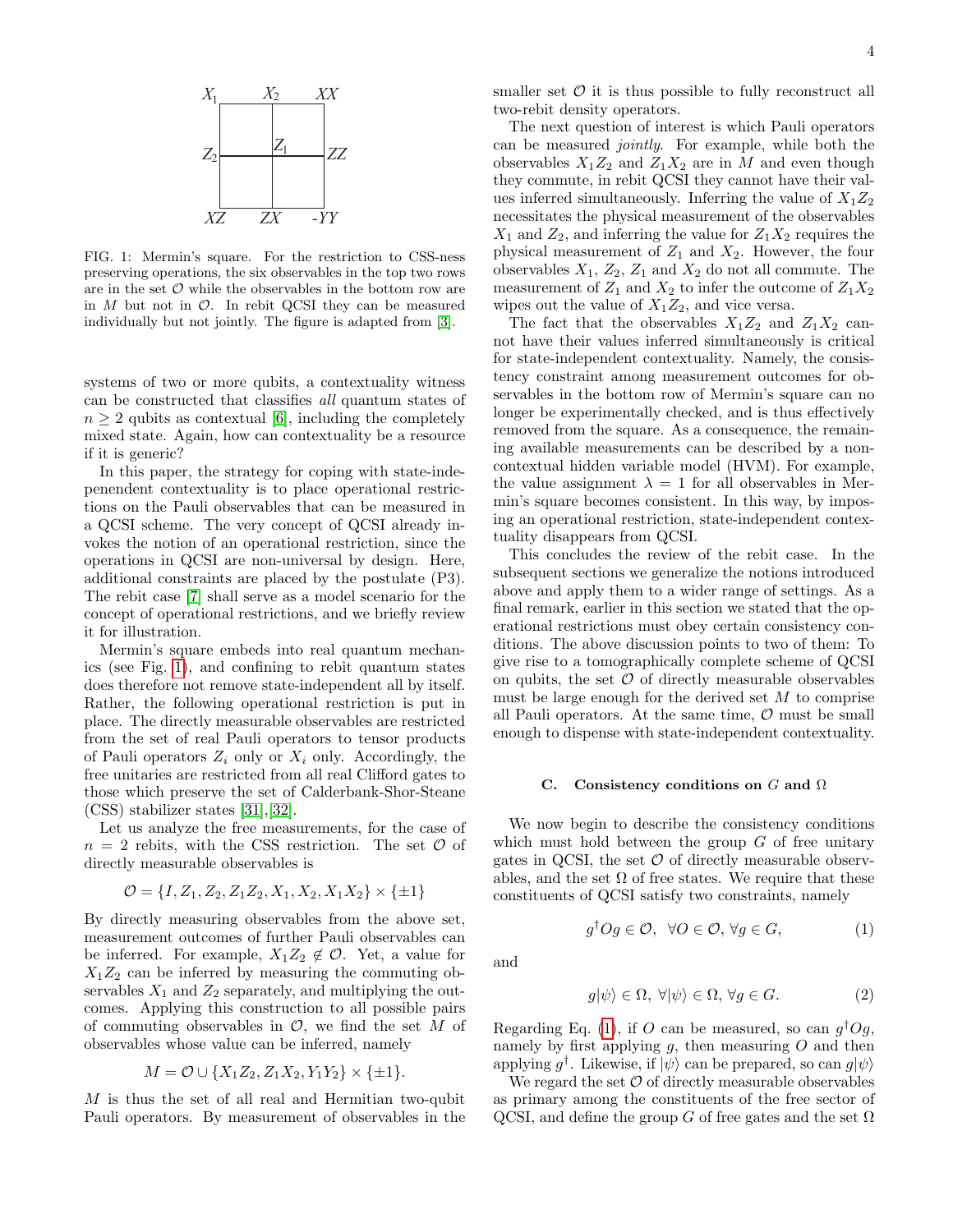FIG. 1: Mermin's square. For the restriction to CSS-ness preserving operations, the six observables in the top two rows are in the set $\mathcal{O}$ while the observables in the bottom row are in $M$ but not in $\mathcal{O}$. In rebit QCSI they can be measured individually but not jointly. The figure is adapted from [3].

systems of two or more qubits, a contextuality witness can be constructed that classifies *all* quantum states of $n \geq 2$ qubits as contextual [6], including the completely mixed state. Again, how can contextuality be a resource if it is generic?

In this paper, the strategy for coping with state-independent contextuality is to place operational restrictions on the Pauli observables that can be measured in a QCSI scheme. The very concept of QCSI already invokes the notion of an operational restriction, since the operations in QCSI are non-universal by design. Here, additional constraints are placed by the postulate (P3). The rebit case [7] shall serve as a model scenario for the concept of operational restrictions, and we briefly review it for illustration.

Mermin's square embeds into real quantum mechanics (see Fig. 1), and confining to rebit quantum states does therefore not remove state-independent all by itself. Rather, the following operational restriction is put in place. The directly measurable observables are restricted from the set of real Pauli operators to tensor products of Pauli operators $Z_i$ only or $X_i$ only. Accordingly, the free unitaries are restricted from all real Clifford gates to those which preserve the set of Calderbank-Shor-Steane (CSS) stabilizer states [31],[32].

Let us analyze the free measurements, for the case of $n = 2$ rebits, with the CSS restriction. The set $\mathcal{O}$ of directly measurable observables is

$$\mathcal{O} = \{I, Z_1, Z_2, Z_1Z_2, X_1, X_2, X_1X_2\} \times \{\pm 1\}$$

By directly measuring observables from the above set, measurement outcomes of further Pauli observables can be inferred. For example, $X_1Z_2 \notin \mathcal{O}$. Yet, a value for $X_1Z_2$ can be inferred by measuring the commuting observables $X_1$ and $Z_2$ separately, and multiplying the outcomes. Applying this construction to all possible pairs of commuting observables in $\mathcal{O}$, we find the set $M$ of observables whose value can be inferred, namely

$$M = \mathcal{O} \cup \{X_1Z_2, Z_1X_2, Y_1Y_2\} \times \{\pm 1\}.$$

$M$ is thus the set of all real and Hermitian two-qubit Pauli operators. By measurement of observables in the smaller set $\mathcal{O}$ it is thus possible to fully reconstruct all two-rebit density operators.

The next question of interest is which Pauli operators can be measured *jointly*. For example, while both the observables $X_1Z_2$ and $Z_1X_2$ are in $M$ and even though they commute, in rebit QCSI they cannot have their values inferred simultaneously. Inferring the value of $X_1Z_2$ necessitates the physical measurement of the observables $X_1$ and $Z_2$, and inferring the value for $Z_1X_2$ requires the physical measurement of $Z_1$ and $X_2$. However, the four observables $X_1$, $Z_2$, $Z_1$ and $X_2$ do not all commute. The measurement of $Z_1$ and $X_2$ to infer the outcome of $Z_1X_2$ wipes out the value of $X_1Z_2$, and vice versa.

The fact that the observables $X_1Z_2$ and $Z_1X_2$ cannot have their values inferred simultaneously is critical for state-independent contextuality. Namely, the consistency constraint among measurement outcomes for observables in the bottom row of Mermin's square can no longer be experimentally checked, and is thus effectively removed from the square. As a consequence, the remaining available measurements can be described by a noncontextual hidden variable model (HVM). For example, the value assignment $\lambda = 1$ for all observables in Mermin's square becomes consistent. In this way, by imposing an operational restriction, state-independent contextuality disappears from QCSI.

This concludes the review of the rebit case. In the subsequent sections we generalize the notions introduced above and apply them to a wider range of settings. As a final remark, earlier in this section we stated that the operational restrictions must obey certain consistency conditions. The above discussion points to two of them: To give rise to a tomographically complete scheme of QCSI on qubits, the set $\mathcal{O}$ of directly measurable observables must be large enough for the derived set $M$ to comprise all Pauli operators. At the same time, $\mathcal{O}$ must be small enough to dispense with state-independent contextuality.

### C. Consistency conditions on $G$ and $\Omega$

We now begin to describe the consistency conditions which must hold between the group $G$ of free unitary gates in QCSI, the set $\mathcal{O}$ of directly measurable observables, and the set $\Omega$ of free states. We require that these constituents of QCSI satisfy two constraints, namely

$$g^\dagger O g \in \mathcal{O}, \;\; \forall O \in \mathcal{O}, \forall g \in G, \tag{1}$$

and

$$g|\psi\rangle \in \Omega, \;\forall |\psi\rangle \in \Omega, \forall g \in G. \tag{2}$$

Regarding Eq. (1), if $O$ can be measured, so can $g^\dagger O g$, namely by first applying $g$, then measuring $O$ and then applying $g^\dagger$. Likewise, if $|\psi\rangle$ can be prepared, so can $g|\psi\rangle$

We regard the set $\mathcal{O}$ of directly measurable observables as primary among the constituents of the free sector of QCSI, and define the group $G$ of free gates and the set $\Omega$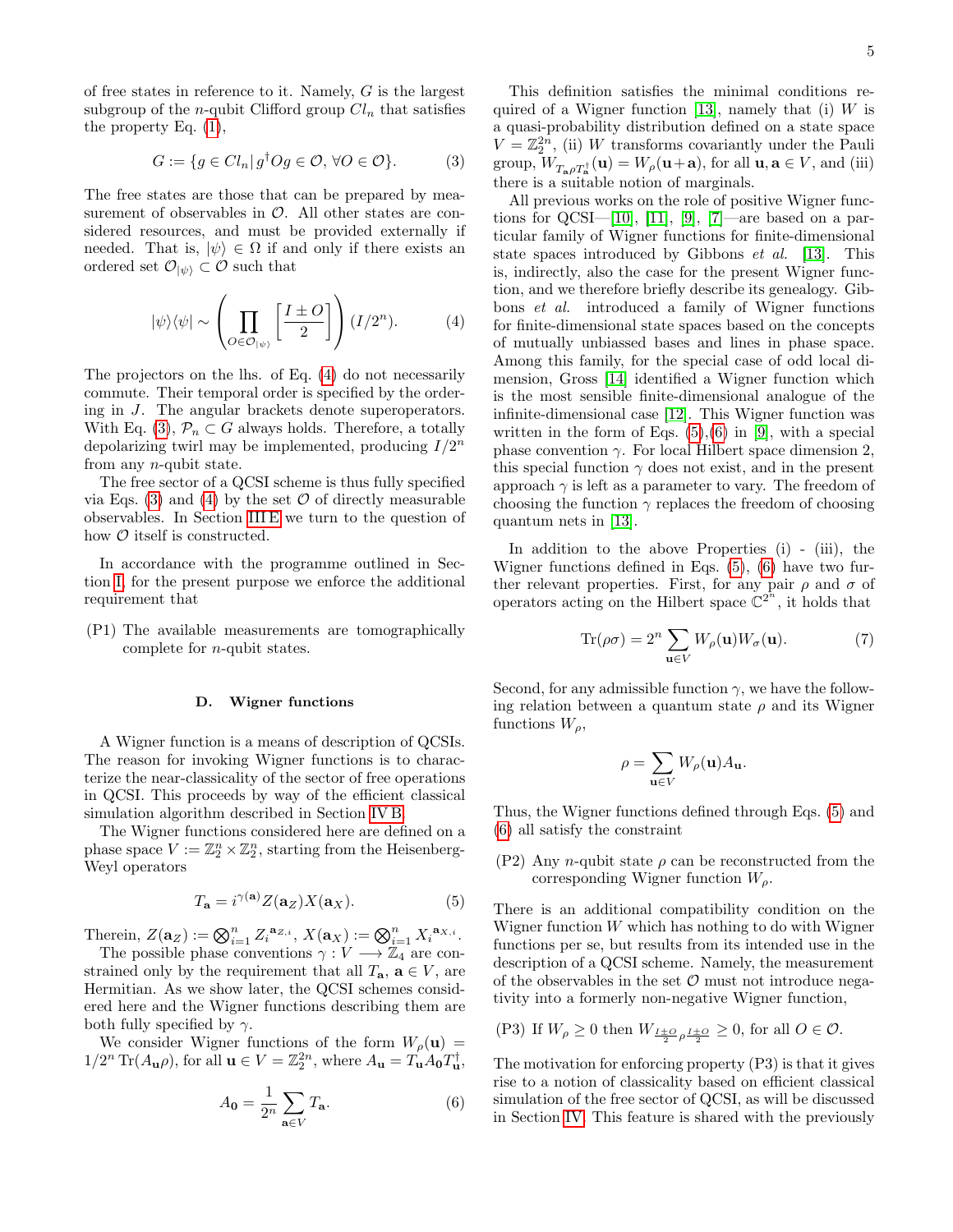of free states in reference to it. Namely, $G$ is the largest subgroup of the $n$-qubit Clifford group $Cl_n$ that satisfies the property Eq. (1),

$$G := \{g \in Cl_n | \, g^\dagger O g \in \mathcal{O}, \, \forall O \in \mathcal{O}\}. \tag{3}$$

The free states are those that can be prepared by measurement of observables in $\mathcal{O}$. All other states are considered resources, and must be provided externally if needed. That is, $|\psi\rangle \in \Omega$ if and only if there exists an ordered set $\mathcal{O}_{|\psi\rangle} \subset \mathcal{O}$ such that

$$|\psi\rangle\langle\psi| \sim \left( \prod_{O \in \mathcal{O}_{|\psi\rangle}} \left[ \frac{I \pm O}{2} \right] \right) (I/2^n). \tag{4}$$

The projectors on the lhs. of Eq. (4) do not necessarily commute. Their temporal order is specified by the ordering in $J$. The angular brackets denote superoperators. With Eq. (3), $\mathcal{P}_n \subset G$ always holds. Therefore, a totally depolarizing twirl may be implemented, producing $I/2^n$ from any $n$-qubit state.

The free sector of a QCSI scheme is thus fully specified via Eqs. (3) and (4) by the set $\mathcal{O}$ of directly measurable observables. In Section III E we turn to the question of how $\mathcal{O}$ itself is constructed.

In accordance with the programme outlined in Section I, for the present purpose we enforce the additional requirement that

(P1) The available measurements are tomographically complete for $n$-qubit states.

### D. Wigner functions

A Wigner function is a means of description of QCSIs. The reason for invoking Wigner functions is to characterize the near-classicality of the sector of free operations in QCSI. This proceeds by way of the efficient classical simulation algorithm described in Section IV B.

The Wigner functions considered here are defined on a phase space $V := \mathbb{Z}_2^n \times \mathbb{Z}_2^n$, starting from the Heisenberg-Weyl operators

$$T_{\mathbf{a}} = i^{\gamma(\mathbf{a})} Z(\mathbf{a}_Z) X(\mathbf{a}_X). \tag{5}$$

Therein, $Z(\mathbf{a}_Z) := \bigotimes_{i=1}^n Z_i^{\mathbf{a}_{Z,i}}$, $X(\mathbf{a}_X) := \bigotimes_{i=1}^n X_i^{\mathbf{a}_{X,i}}$.

The possible phase conventions $\gamma : V \longrightarrow \mathbb{Z}_4$ are constrained only by the requirement that all $T_{\mathbf{a}}$, $\mathbf{a} \in V$, are Hermitian. As we show later, the QCSI schemes considered here and the Wigner functions describing them are both fully specified by $\gamma$.

We consider Wigner functions of the form $W_\rho(\mathbf{u}) = 1/2^n \, \text{Tr}(A_{\mathbf{u}}\rho)$, for all $\mathbf{u} \in V = \mathbb{Z}_2^{2n}$, where $A_{\mathbf{u}} = T_{\mathbf{u}} A_{\mathbf{0}} T_{\mathbf{u}}^\dagger$,

$$A_{\mathbf{0}} = \frac{1}{2^n} \sum_{\mathbf{a} \in V} T_{\mathbf{a}}. \tag{6}$$

This definition satisfies the minimal conditions required of a Wigner function [13], namely that (i) $W$ is a quasi-probability distribution defined on a state space $V = \mathbb{Z}_2^{2n}$, (ii) $W$ transforms covariantly under the Pauli group, $W_{T_{\mathbf{a}}\rho T_{\mathbf{a}}^\dagger}(\mathbf{u}) = W_\rho(\mathbf{u}+\mathbf{a})$, for all $\mathbf{u}, \mathbf{a} \in V$, and (iii) there is a suitable notion of marginals.

All previous works on the role of positive Wigner functions for QCSI—[10], [11], [9], [7]—are based on a particular family of Wigner functions for finite-dimensional state spaces introduced by Gibbons *et al.* [13]. This is, indirectly, also the case for the present Wigner function, and we therefore briefly describe its genealogy. Gibbons *et al.* introduced a family of Wigner functions for finite-dimensional state spaces based on the concepts of mutually unbiassed bases and lines in phase space. Among this family, for the special case of odd local dimension, Gross [14] identified a Wigner function which is the most sensible finite-dimensional analogue of the infinite-dimensional case [12]. This Wigner function was written in the form of Eqs. (5),(6) in [9], with a special phase convention $\gamma$. For local Hilbert space dimension 2, this special function $\gamma$ does not exist, and in the present approach $\gamma$ is left as a parameter to vary. The freedom of choosing the function $\gamma$ replaces the freedom of choosing quantum nets in [13].

In addition to the above Properties (i) - (iii), the Wigner functions defined in Eqs. (5), (6) have two further relevant properties. First, for any pair $\rho$ and $\sigma$ of operators acting on the Hilbert space $\mathbb{C}^{2^n}$, it holds that

$$\text{Tr}(\rho\sigma) = 2^n \sum_{\mathbf{u} \in V} W_\rho(\mathbf{u}) W_\sigma(\mathbf{u}). \tag{7}$$

Second, for any admissible function $\gamma$, we have the following relation between a quantum state $\rho$ and its Wigner functions $W_\rho$,

$$\rho = \sum_{\mathbf{u} \in V} W_\rho(\mathbf{u}) A_{\mathbf{u}}.$$

Thus, the Wigner functions defined through Eqs. (5) and (6) all satisfy the constraint

(P2) Any $n$-qubit state $\rho$ can be reconstructed from the corresponding Wigner function $W_\rho$.

There is an additional compatibility condition on the Wigner function $W$ which has nothing to do with Wigner functions per se, but results from its intended use in the description of a QCSI scheme. Namely, the measurement of the observables in the set $\mathcal{O}$ must not introduce negativity into a formerly non-negative Wigner function,

(P3) If $W_\rho \geq 0$ then $W_{\frac{I \pm O}{2} \rho \frac{I \pm O}{2}} \geq 0$, for all $O \in \mathcal{O}$.

The motivation for enforcing property (P3) is that it gives rise to a notion of classicality based on efficient classical simulation of the free sector of QCSI, as will be discussed in Section IV. This feature is shared with the previously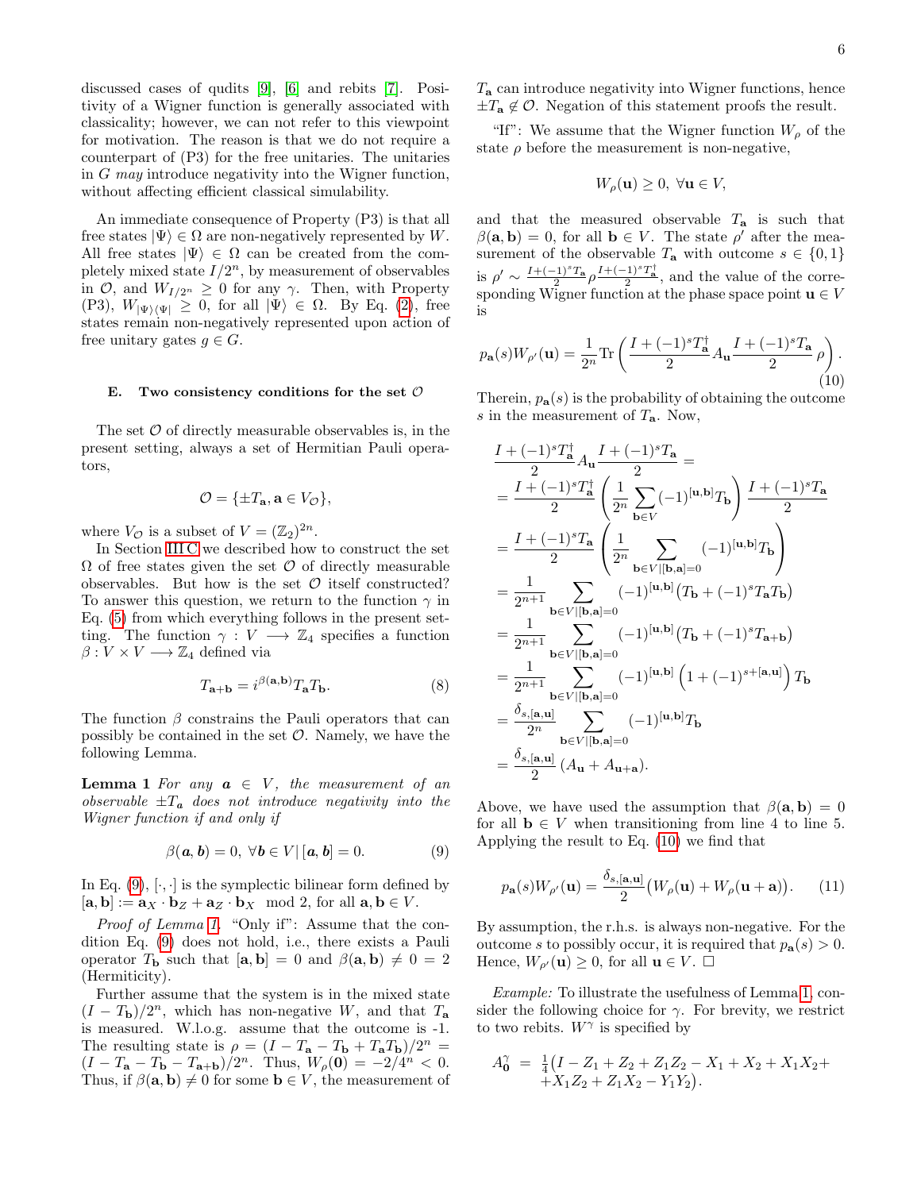discussed cases of qudits [9], [6] and rebits [7]. Positivity of a Wigner function is generally associated with classicality; however, we can not refer to this viewpoint for motivation. The reason is that we do not require a counterpart of (P3) for the free unitaries. The unitaries in $G$ *may* introduce negativity into the Wigner function, without affecting efficient classical simulability.

An immediate consequence of Property (P3) is that all free states $|\Psi\rangle \in \Omega$ are non-negatively represented by $W$. All free states $|\Psi\rangle \in \Omega$ can be created from the completely mixed state $I/2^n$, by measurement of observables in $\mathcal{O}$, and $W_{I/2^n} \geq 0$ for any $\gamma$. Then, with Property (P3), $W_{|\Psi\rangle\langle\Psi|} \geq 0$, for all $|\Psi\rangle \in \Omega$. By Eq. (2), free states remain non-negatively represented upon action of free unitary gates $g \in G$.

### E. Two consistency conditions for the set $\mathcal{O}$

The set $\mathcal{O}$ of directly measurable observables is, in the present setting, always a set of Hermitian Pauli operators,

$$\mathcal{O} = \{\pm T_{\mathbf{a}}, \mathbf{a} \in V_{\mathcal{O}}\},$$

where $V_{\mathcal{O}}$ is a subset of $V = (\mathbb{Z}_2)^{2n}$.

In Section III C we described how to construct the set $\Omega$ of free states given the set $\mathcal{O}$ of directly measurable observables. But how is the set $\mathcal{O}$ itself constructed? To answer this question, we return to the function $\gamma$ in Eq. (5) from which everything follows in the present setting. The function $\gamma : V \longrightarrow \mathbb{Z}_4$ specifies a function $\beta : V \times V \longrightarrow \mathbb{Z}_4$ defined via

$$T_{\mathbf{a}+\mathbf{b}} = i^{\beta(\mathbf{a},\mathbf{b})} T_{\mathbf{a}} T_{\mathbf{b}}. \tag{8}$$

The function $\beta$ constrains the Pauli operators that can possibly be contained in the set $\mathcal{O}$. Namely, we have the following Lemma.

**Lemma 1** *For any $\boldsymbol{a} \in V$, the measurement of an observable $\pm T_{\boldsymbol{a}}$ does not introduce negativity into the Wigner function if and only if*

$$\beta(\boldsymbol{a}, \boldsymbol{b}) = 0, \; \forall \boldsymbol{b} \in V \,|\, [\boldsymbol{a}, \boldsymbol{b}] = 0. \tag{9}$$

In Eq. (9), $[\cdot,\cdot]$ is the symplectic bilinear form defined by $[\mathbf{a}, \mathbf{b}] := \mathbf{a}_X \cdot \mathbf{b}_Z + \mathbf{a}_Z \cdot \mathbf{b}_X \mod 2$, for all $\mathbf{a}, \mathbf{b} \in V$.

*Proof of Lemma 1.* "Only if": Assume that the condition Eq. (9) does not hold, i.e., there exists a Pauli operator $T_{\mathbf{b}}$ such that $[\mathbf{a}, \mathbf{b}] = 0$ and $\beta(\mathbf{a}, \mathbf{b}) \neq 0 = 2$ (Hermiticity).

Further assume that the system is in the mixed state $(I - T_{\mathbf{b}})/2^n$, which has non-negative $W$, and that $T_{\mathbf{a}}$ is measured. W.l.o.g. assume that the outcome is -1. The resulting state is $\rho = (I - T_{\mathbf{a}} - T_{\mathbf{b}} + T_{\mathbf{a}} T_{\mathbf{b}})/2^n = (I - T_{\mathbf{a}} - T_{\mathbf{b}} - T_{\mathbf{a}+\mathbf{b}})/2^n$. Thus, $W_\rho(\mathbf{0}) = -2/4^n < 0$. Thus, if $\beta(\mathbf{a}, \mathbf{b}) \neq 0$ for some $\mathbf{b} \in V$, the measurement of $T_{\mathbf{a}}$ can introduce negativity into Wigner functions, hence $\pm T_{\mathbf{a}} \notin \mathcal{O}$. Negation of this statement proofs the result.

"If": We assume that the Wigner function $W_\rho$ of the state $\rho$ before the measurement is non-negative,

$$W_\rho(\mathbf{u}) \geq 0, \; \forall \mathbf{u} \in V,$$

and that the measured observable $T_{\mathbf{a}}$ is such that $\beta(\mathbf{a}, \mathbf{b}) = 0$, for all $\mathbf{b} \in V$. The state $\rho'$ after the measurement of the observable $T_{\mathbf{a}}$ with outcome $s \in \{0, 1\}$ is $\rho' \sim \frac{I + (-1)^s T_{\mathbf{a}}}{2} \rho \frac{I + (-1)^s T_{\mathbf{a}}^\dagger}{2}$, and the value of the corresponding Wigner function at the phase space point $\mathbf{u} \in V$ is

$$p_{\mathbf{a}}(s) W_{\rho'}(\mathbf{u}) = \frac{1}{2^n} \text{Tr}\left( \frac{I + (-1)^s T_{\mathbf{a}}^\dagger}{2} A_{\mathbf{u}} \frac{I + (-1)^s T_{\mathbf{a}}}{2} \rho \right). \tag{10}$$

Therein, $p_{\mathbf{a}}(s)$ is the probability of obtaining the outcome $s$ in the measurement of $T_{\mathbf{a}}$. Now,

$$\begin{aligned}
&\frac{I + (-1)^s T_{\mathbf{a}}^\dagger}{2} A_{\mathbf{u}} \frac{I + (-1)^s T_{\mathbf{a}}}{2} = \\
&= \frac{I + (-1)^s T_{\mathbf{a}}^\dagger}{2} \left( \frac{1}{2^n} \sum_{\mathbf{b} \in V} (-1)^{[\mathbf{u},\mathbf{b}]} T_{\mathbf{b}} \right) \frac{I + (-1)^s T_{\mathbf{a}}}{2} \\
&= \frac{I + (-1)^s T_{\mathbf{a}}}{2} \left( \frac{1}{2^n} \sum_{\mathbf{b} \in V | [\mathbf{b},\mathbf{a}]=0} (-1)^{[\mathbf{u},\mathbf{b}]} T_{\mathbf{b}} \right) \\
&= \frac{1}{2^{n+1}} \sum_{\mathbf{b} \in V | [\mathbf{b},\mathbf{a}]=0} (-1)^{[\mathbf{u},\mathbf{b}]} \left( T_{\mathbf{b}} + (-1)^s T_{\mathbf{a}} T_{\mathbf{b}} \right) \\
&= \frac{1}{2^{n+1}} \sum_{\mathbf{b} \in V | [\mathbf{b},\mathbf{a}]=0} (-1)^{[\mathbf{u},\mathbf{b}]} \left( T_{\mathbf{b}} + (-1)^s T_{\mathbf{a}+\mathbf{b}} \right) \\
&= \frac{1}{2^{n+1}} \sum_{\mathbf{b} \in V | [\mathbf{b},\mathbf{a}]=0} (-1)^{[\mathbf{u},\mathbf{b}]} \left( 1 + (-1)^{s + [\mathbf{a},\mathbf{u}]} \right) T_{\mathbf{b}} \\
&= \frac{\delta_{s,[\mathbf{a},\mathbf{u}]}}{2^n} \sum_{\mathbf{b} \in V | [\mathbf{b},\mathbf{a}]=0} (-1)^{[\mathbf{u},\mathbf{b}]} T_{\mathbf{b}} \\
&= \frac{\delta_{s,[\mathbf{a},\mathbf{u}]}}{2} \left( A_{\mathbf{u}} + A_{\mathbf{u}+\mathbf{a}} \right).
\end{aligned}$$

Above, we have used the assumption that $\beta(\mathbf{a}, \mathbf{b}) = 0$ for all $\mathbf{b} \in V$ when transitioning from line 4 to line 5. Applying the result to Eq. (10) we find that

$$p_{\mathbf{a}}(s) W_{\rho'}(\mathbf{u}) = \frac{\delta_{s,[\mathbf{a},\mathbf{u}]}}{2} \left( W_\rho(\mathbf{u}) + W_\rho(\mathbf{u} + \mathbf{a}) \right). \tag{11}$$

By assumption, the r.h.s. is always non-negative. For the outcome $s$ to possibly occur, it is required that $p_{\mathbf{a}}(s) > 0$. Hence, $W_{\rho'}(\mathbf{u}) \geq 0$, for all $\mathbf{u} \in V$. $\Box$

*Example:* To illustrate the usefulness of Lemma 1, consider the following choice for $\gamma$. For brevity, we restrict to two rebits. $W^\gamma$ is specified by

$$\begin{aligned}
A_{\mathbf{0}}^\gamma \;=\; & \tfrac{1}{4}\big( I - Z_1 + Z_2 + Z_1 Z_2 - X_1 + X_2 + X_1 X_2 + \\
& + X_1 Z_2 + Z_1 X_2 - Y_1 Y_2 \big).
\end{aligned}$$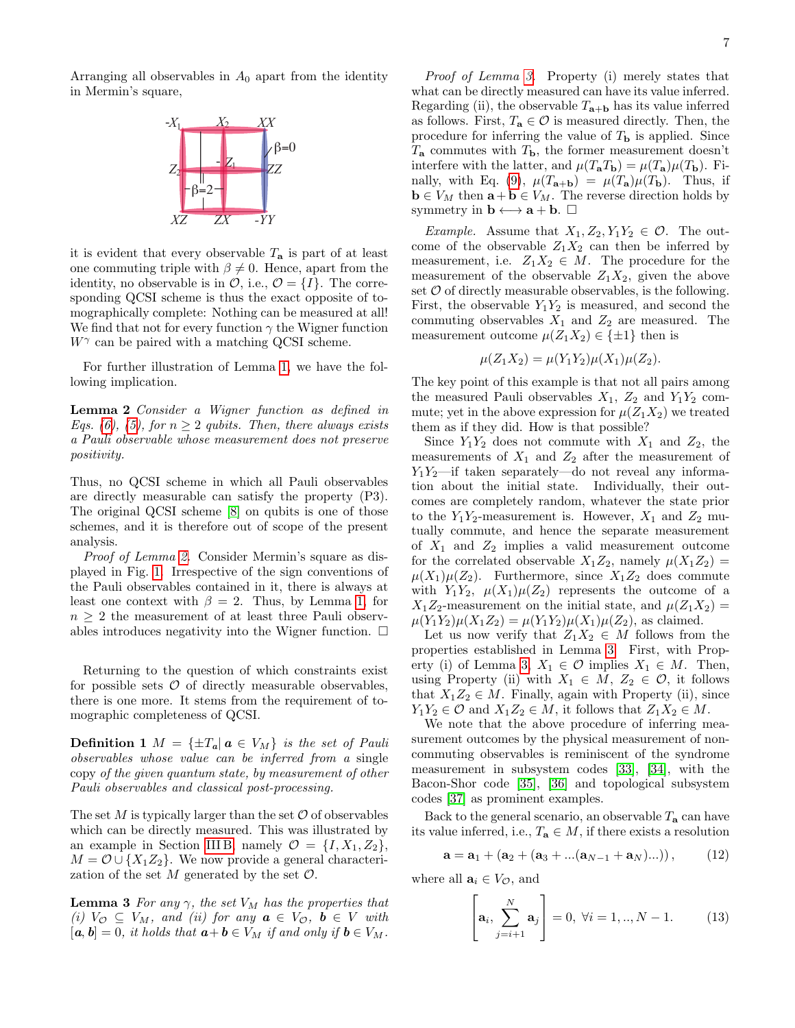Arranging all observables in $A_0$ apart from the identity in Mermin's square,

it is evident that every observable $T_{\mathbf{a}}$ is part of at least one commuting triple with $\beta \neq 0$. Hence, apart from the identity, no observable is in $\mathcal{O}$, i.e., $\mathcal{O} = \{I\}$. The corresponding QCSI scheme is thus the exact opposite of tomographically complete: Nothing can be measured at all! We find that not for every function $\gamma$ the Wigner function $W^\gamma$ can be paired with a matching QCSI scheme.

For further illustration of Lemma 1, we have the following implication.

**Lemma 2** *Consider a Wigner function as defined in Eqs. (6), (5), for $n \geq 2$ qubits. Then, there always exists a Pauli observable whose measurement does not preserve positivity.*

Thus, no QCSI scheme in which all Pauli observables are directly measurable can satisfy the property (P3). The original QCSI scheme [8] on qubits is one of those schemes, and it is therefore out of scope of the present analysis.

*Proof of Lemma 2.* Consider Mermin's square as displayed in Fig. 1. Irrespective of the sign conventions of the Pauli observables contained in it, there is always at least one context with $\beta = 2$. Thus, by Lemma 1, for $n \geq 2$ the measurement of at least three Pauli observables introduces negativity into the Wigner function. □

Returning to the question of which constraints exist for possible sets $\mathcal{O}$ of directly measurable observables, there is one more. It stems from the requirement of tomographic completeness of QCSI.

**Definition 1** *$M = \{\pm T_{\mathbf{a}} | \, \mathbf{a} \in V_M\}$ is the set of Pauli observables whose value can be inferred from a* single copy *of the given quantum state, by measurement of other Pauli observables and classical post-processing.*

The set $M$ is typically larger than the set $\mathcal{O}$ of observables which can be directly measured. This was illustrated by an example in Section III B, namely $\mathcal{O} = \{I, X_1, Z_2\}$, $M = \mathcal{O} \cup \{X_1 Z_2\}$. We now provide a general characterization of the set $M$ generated by the set $\mathcal{O}$.

**Lemma 3** *For any $\gamma$, the set $V_M$ has the properties that (i) $V_{\mathcal{O}} \subseteq V_M$, and (ii) for any $\mathbf{a} \in V_{\mathcal{O}}$, $\mathbf{b} \in V$ with $[\mathbf{a}, \mathbf{b}] = 0$, it holds that $\mathbf{a} + \mathbf{b} \in V_M$ if and only if $\mathbf{b} \in V_M$.*

*Proof of Lemma 3.* Property (i) merely states that what can be directly measured can have its value inferred. Regarding (ii), the observable $T_{\mathbf{a}+\mathbf{b}}$ has its value inferred as follows. First, $T_{\mathbf{a}} \in \mathcal{O}$ is measured directly. Then, the procedure for inferring the value of $T_{\mathbf{b}}$ is applied. Since $T_{\mathbf{a}}$ commutes with $T_{\mathbf{b}}$, the former measurement doesn't interfere with the latter, and $\mu(T_{\mathbf{a}} T_{\mathbf{b}}) = \mu(T_{\mathbf{a}})\mu(T_{\mathbf{b}})$. Finally, with Eq. (9), $\mu(T_{\mathbf{a}+\mathbf{b}}) = \mu(T_{\mathbf{a}})\mu(T_{\mathbf{b}})$. Thus, if $\mathbf{b} \in V_M$ then $\mathbf{a} + \mathbf{b} \in V_M$. The reverse direction holds by symmetry in $\mathbf{b} \longleftrightarrow \mathbf{a} + \mathbf{b}$. □

*Example.* Assume that $X_1, Z_2, Y_1 Y_2 \in \mathcal{O}$. The outcome of the observable $Z_1 X_2$ can then be inferred by measurement, i.e. $Z_1 X_2 \in M$. The procedure for the measurement of the observable $Z_1 X_2$, given the above set $\mathcal{O}$ of directly measurable observables, is the following. First, the observable $Y_1 Y_2$ is measured, and second the commuting observables $X_1$ and $Z_2$ are measured. The measurement outcome $\mu(Z_1 X_2) \in \{\pm 1\}$ then is

$$\mu(Z_1 X_2) = \mu(Y_1 Y_2)\mu(X_1)\mu(Z_2).$$

The key point of this example is that not all pairs among the measured Pauli observables $X_1$, $Z_2$ and $Y_1 Y_2$ commute; yet in the above expression for $\mu(Z_1 X_2)$ we treated them as if they did. How is that possible?

Since $Y_1 Y_2$ does not commute with $X_1$ and $Z_2$, the measurements of $X_1$ and $Z_2$ after the measurement of $Y_1 Y_2$—if taken separately—do not reveal any information about the initial state. Individually, their outcomes are completely random, whatever the state prior to the $Y_1 Y_2$-measurement is. However, $X_1$ and $Z_2$ mutually commute, and hence the separate measurement of $X_1$ and $Z_2$ implies a valid measurement outcome for the correlated observable $X_1 Z_2$, namely $\mu(X_1 Z_2) = \mu(X_1)\mu(Z_2)$. Furthermore, since $X_1 Z_2$ does commute with $Y_1 Y_2$, $\mu(X_1)\mu(Z_2)$ represents the outcome of a $X_1 Z_2$-measurement on the initial state, and $\mu(Z_1 X_2) = \mu(Y_1 Y_2)\mu(X_1 Z_2) = \mu(Y_1 Y_2)\mu(X_1)\mu(Z_2)$, as claimed.

Let us now verify that $Z_1 X_2 \in M$ follows from the properties established in Lemma 3. First, with Property (i) of Lemma 3, $X_1 \in \mathcal{O}$ implies $X_1 \in M$. Then, using Property (ii) with $X_1 \in M$, $Z_2 \in \mathcal{O}$, it follows that $X_1 Z_2 \in M$. Finally, again with Property (ii), since $Y_1 Y_2 \in \mathcal{O}$ and $X_1 Z_2 \in M$, it follows that $Z_1 X_2 \in M$.

We note that the above procedure of inferring measurement outcomes by the physical measurement of non-commuting observables is reminiscent of the syndrome measurement in subsystem codes [33], [34], with the Bacon-Shor code [35], [36] and topological subsystem codes [37] as prominent examples.

Back to the general scenario, an observable $T_{\mathbf{a}}$ can have its value inferred, i.e., $T_{\mathbf{a}} \in M$, if there exists a resolution

$$\mathbf{a} = \mathbf{a}_1 + (\mathbf{a}_2 + (\mathbf{a}_3 + ...(\mathbf{a}_{N-1} + \mathbf{a}_N)...)), \tag{12}$$

where all $\mathbf{a}_i \in V_{\mathcal{O}}$, and

$$\left[\mathbf{a}_i, \sum_{j=i+1}^{N} \mathbf{a}_j\right] = 0, \; \forall i = 1, .., N-1. \tag{13}$$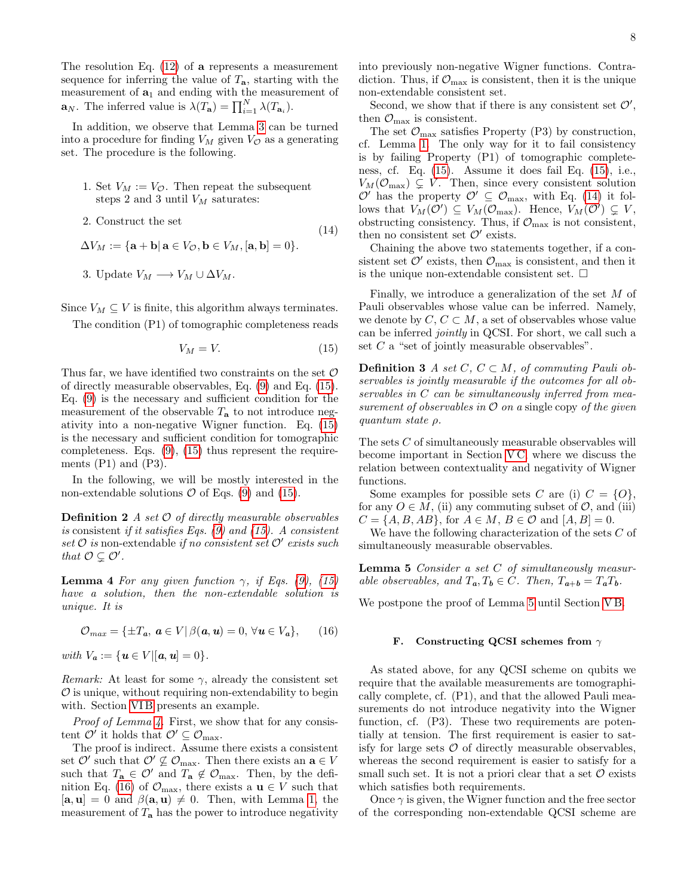The resolution Eq. (12) of $\mathbf{a}$ represents a measurement sequence for inferring the value of $T_\mathbf{a}$, starting with the measurement of $\mathbf{a}_1$ and ending with the measurement of $\mathbf{a}_N$. The inferred value is $\lambda(T_\mathbf{a}) = \prod_{i=1}^N \lambda(T_{\mathbf{a}_i})$.

In addition, we observe that Lemma 3 can be turned into a procedure for finding $V_M$ given $V_\mathcal{O}$ as a generating set. The procedure is the following.

1. Set $V_M := V_\mathcal{O}$. Then repeat the subsequent steps 2 and 3 until $V_M$ saturates:

2. Construct the set
$$\Delta V_M := \{\mathbf{a}+\mathbf{b} | \, \mathbf{a}\in V_\mathcal{O}, \mathbf{b}\in V_M, [\mathbf{a},\mathbf{b}]=0\}. \tag{14}$$

3. Update $V_M \longrightarrow V_M \cup \Delta V_M$.

Since $V_M \subseteq V$ is finite, this algorithm always terminates.

The condition (P1) of tomographic completeness reads
$$V_M = V. \tag{15}$$

Thus far, we have identified two constraints on the set $\mathcal{O}$ of directly measurable observables, Eq. (9) and Eq. (15). Eq. (9) is the necessary and sufficient condition for the measurement of the observable $T_\mathbf{a}$ to not introduce negativity into a non-negative Wigner function. Eq. (15) is the necessary and sufficient condition for tomographic completeness. Eqs. (9), (15) thus represent the requirements (P1) and (P3).

In the following, we will be mostly interested in the non-extendable solutions $\mathcal{O}$ of Eqs. (9) and (15).

**Definition 2** *A set $\mathcal{O}$ of directly measurable observables is* consistent *if it satisfies Eqs. (9) and (15). A consistent set $\mathcal{O}$ is* non-extendable *if no consistent set $\mathcal{O}'$ exists such that $\mathcal{O} \subsetneq \mathcal{O}'$.*

**Lemma 4** *For any given function $\gamma$, if Eqs. (9), (15) have a solution, then the non-extendable solution is unique. It is*
$$\mathcal{O}_{max} = \{\pm T_\mathbf{a},\, \mathbf{a}\in V \,|\, \beta(\mathbf{a},\mathbf{u})=0,\, \forall \mathbf{u}\in V_\mathbf{a}\}, \tag{16}$$
*with $V_\mathbf{a} := \{\mathbf{u}\in V | [\mathbf{a},\mathbf{u}]=0\}$.*

*Remark:* At least for some $\gamma$, already the consistent set $\mathcal{O}$ is unique, without requiring non-extendability to begin with. Section VI B presents an example.

*Proof of Lemma 4.* First, we show that for any consistent $\mathcal{O}'$ it holds that $\mathcal{O}' \subseteq \mathcal{O}_{\max}$.

The proof is indirect. Assume there exists a consistent set $\mathcal{O}'$ such that $\mathcal{O}' \not\subseteq \mathcal{O}_{\max}$. Then there exists an $\mathbf{a}\in V$ such that $T_\mathbf{a} \in \mathcal{O}'$ and $T_\mathbf{a} \notin \mathcal{O}_{\max}$. Then, by the definition Eq. (16) of $\mathcal{O}_{\max}$, there exists a $\mathbf{u}\in V$ such that $[\mathbf{a},\mathbf{u}]=0$ and $\beta(\mathbf{a},\mathbf{u}) \neq 0$. Then, with Lemma 1, the measurement of $T_\mathbf{a}$ has the power to introduce negativity into previously non-negative Wigner functions. Contradiction. Thus, if $\mathcal{O}_{\max}$ is consistent, then it is the unique non-extendable consistent set.

Second, we show that if there is any consistent set $\mathcal{O}'$, then $\mathcal{O}_{\max}$ is consistent.

The set $\mathcal{O}_{\max}$ satisfies Property (P3) by construction, cf. Lemma 1. The only way for it to fail consistency is by failing Property (P1) of tomographic completeness, cf. Eq. (15). Assume it does fail Eq. (15), i.e., $V_M(\mathcal{O}_{\max}) \subsetneq V$. Then, since every consistent solution $\mathcal{O}'$ has the property $\mathcal{O}' \subseteq \mathcal{O}_{\max}$, with Eq. (14) it follows that $V_M(\mathcal{O}') \subseteq V_M(\mathcal{O}_{\max})$. Hence, $V_M(\mathcal{O}') \subsetneq V$, obstructing consistency. Thus, if $\mathcal{O}_{\max}$ is not consistent, then no consistent set $\mathcal{O}'$ exists.

Chaining the above two statements together, if a consistent set $\mathcal{O}'$ exists, then $\mathcal{O}_{\max}$ is consistent, and then it is the unique non-extendable consistent set. □

Finally, we introduce a generalization of the set $M$ of Pauli observables whose value can be inferred. Namely, we denote by $C$, $C\subset M$, a set of observables whose value can be inferred *jointly* in QCSI. For short, we call such a set $C$ a "set of jointly measurable observables".

**Definition 3** *A set $C$, $C \subset M$, of commuting Pauli observables is jointly measurable if the outcomes for all observables in $C$ can be simultaneously inferred from measurement of observables in $\mathcal{O}$ on a* single copy *of the given quantum state $\rho$.*

The sets $C$ of simultaneously measurable observables will become important in Section V C, where we discuss the relation between contextuality and negativity of Wigner functions.

Some examples for possible sets $C$ are (i) $C=\{O\}$, for any $O\in M$, (ii) any commuting subset of $\mathcal{O}$, and (iii) $C=\{A,B,AB\}$, for $A\in M$, $B\in\mathcal{O}$ and $[A,B]=0$.

We have the following characterization of the sets $C$ of simultaneously measurable observables.

**Lemma 5** *Consider a set $C$ of simultaneously measurable observables, and $T_\mathbf{a}, T_\mathbf{b} \in C$. Then, $T_{\mathbf{a}+\mathbf{b}} = T_\mathbf{a} T_\mathbf{b}$.*

We postpone the proof of Lemma 5 until Section V B.

### F. Constructing QCSI schemes from $\gamma$

As stated above, for any QCSI scheme on qubits we require that the available measurements are tomographically complete, cf. (P1), and that the allowed Pauli measurements do not introduce negativity into the Wigner function, cf. (P3). These two requirements are potentially at tension. The first requirement is easier to satisfy for large sets $\mathcal{O}$ of directly measurable observables, whereas the second requirement is easier to satisfy for a small such set. It is not a priori clear that a set $\mathcal{O}$ exists which satisfies both requirements.

Once $\gamma$ is given, the Wigner function and the free sector of the corresponding non-extendable QCSI scheme are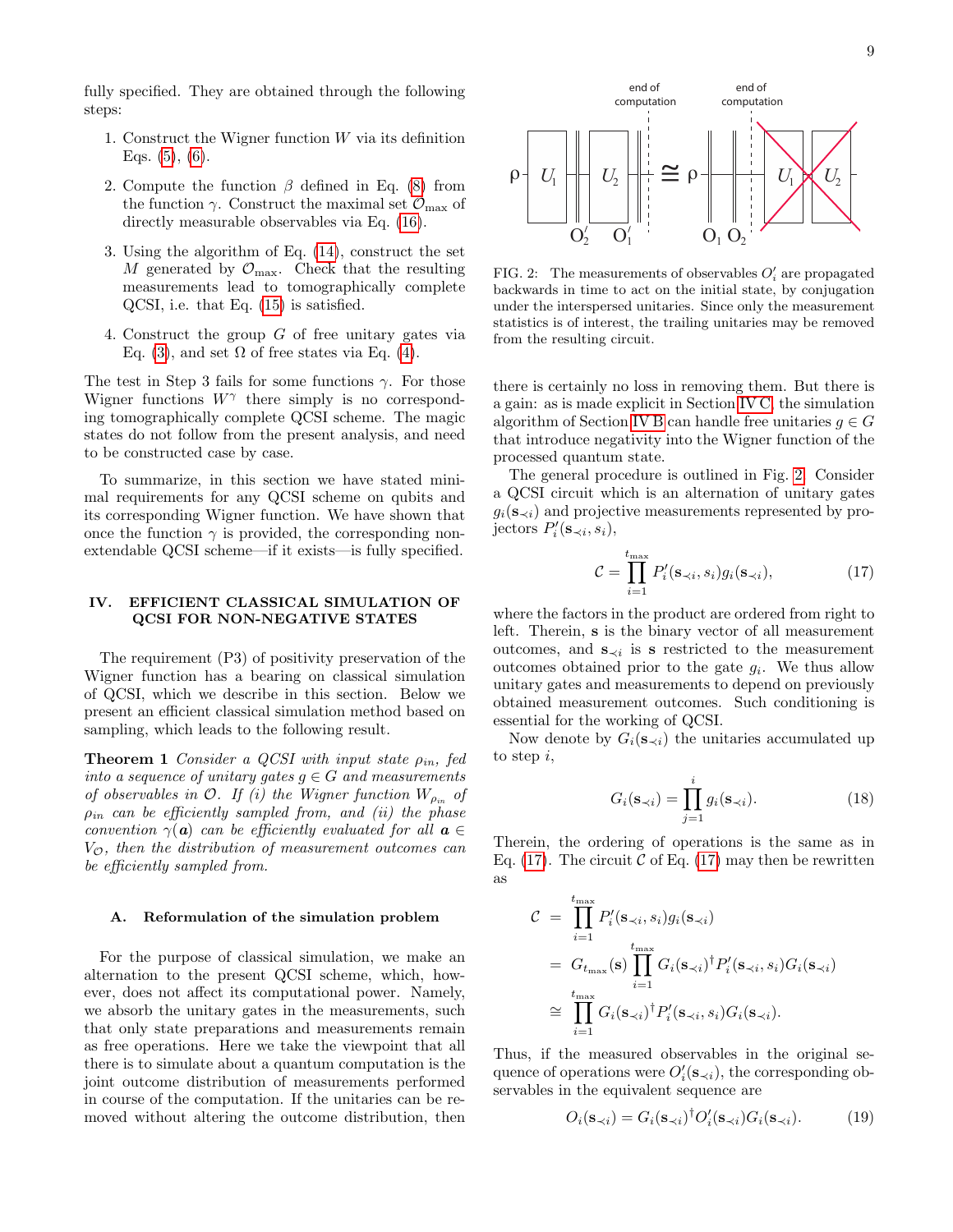fully specified. They are obtained through the following steps:

1. Construct the Wigner function $W$ via its definition Eqs. (5), (6).
2. Compute the function $\beta$ defined in Eq. (8) from the function $\gamma$. Construct the maximal set $\mathcal{O}_{\max}$ of directly measurable observables via Eq. (16).
3. Using the algorithm of Eq. (14), construct the set $M$ generated by $\mathcal{O}_{\max}$. Check that the resulting measurements lead to tomographically complete QCSI, i.e. that Eq. (15) is satisfied.
4. Construct the group $G$ of free unitary gates via Eq. (3), and set $\Omega$ of free states via Eq. (4).

The test in Step 3 fails for some functions $\gamma$. For those Wigner functions $W^\gamma$ there simply is no corresponding tomographically complete QCSI scheme. The magic states do not follow from the present analysis, and need to be constructed case by case.

To summarize, in this section we have stated minimal requirements for any QCSI scheme on qubits and its corresponding Wigner function. We have shown that once the function $\gamma$ is provided, the corresponding non-extendable QCSI scheme—if it exists—is fully specified.

## IV. EFFICIENT CLASSICAL SIMULATION OF QCSI FOR NON-NEGATIVE STATES

The requirement (P3) of positivity preservation of the Wigner function has a bearing on classical simulation of QCSI, which we describe in this section. Below we present an efficient classical simulation method based on sampling, which leads to the following result.

**Theorem 1** *Consider a QCSI with input state $\rho_{in}$, fed into a sequence of unitary gates $g \in G$ and measurements of observables in $\mathcal{O}$. If (i) the Wigner function $W_{\rho_{in}}$ of $\rho_{in}$ can be efficiently sampled from, and (ii) the phase convention $\gamma(\boldsymbol{a})$ can be efficiently evaluated for all $\boldsymbol{a} \in V_\mathcal{O}$, then the distribution of measurement outcomes can be efficiently sampled from.*

### A. Reformulation of the simulation problem

For the purpose of classical simulation, we make an alternation to the present QCSI scheme, which, however, does not affect its computational power. Namely, we absorb the unitary gates in the measurements, such that only state preparations and measurements remain as free operations. Here we take the viewpoint that all there is to simulate about a quantum computation is the joint outcome distribution of measurements performed in course of the computation. If the unitaries can be removed without altering the outcome distribution, then there is certainly no loss in removing them. But there is a gain: as is made explicit in Section IV C, the simulation algorithm of Section IV B can handle free unitaries $g \in G$ that introduce negativity into the Wigner function of the processed quantum state.

FIG. 2: The measurements of observables $O_i'$ are propagated backwards in time to act on the initial state, by conjugation under the interspersed unitaries. Since only the measurement statistics is of interest, the trailing unitaries may be removed from the resulting circuit.

The general procedure is outlined in Fig. 2. Consider a QCSI circuit which is an alternation of unitary gates $g_i(\mathbf{s}_{\prec i})$ and projective measurements represented by projectors $P_i'(\mathbf{s}_{\prec i}, s_i)$,

$$\mathcal{C} = \prod_{i=1}^{t_{\max}} P_i'(\mathbf{s}_{\prec i}, s_i) g_i(\mathbf{s}_{\prec i}), \tag{17}$$

where the factors in the product are ordered from right to left. Therein, $\mathbf{s}$ is the binary vector of all measurement outcomes, and $\mathbf{s}_{\prec i}$ is $\mathbf{s}$ restricted to the measurement outcomes obtained prior to the gate $g_i$. We thus allow unitary gates and measurements to depend on previously obtained measurement outcomes. Such conditioning is essential for the working of QCSI.

Now denote by $G_i(\mathbf{s}_{\prec i})$ the unitaries accumulated up to step $i$,

$$G_i(\mathbf{s}_{\prec i}) = \prod_{j=1}^{i} g_i(\mathbf{s}_{\prec i}). \tag{18}$$

Therein, the ordering of operations is the same as in Eq. (17). The circuit $\mathcal{C}$ of Eq. (17) may then be rewritten as

$$\begin{aligned}
\mathcal{C} &= \prod_{i=1}^{t_{\max}} P_i'(\mathbf{s}_{\prec i}, s_i) g_i(\mathbf{s}_{\prec i}) \\
&= G_{t_{\max}}(\mathbf{s}) \prod_{i=1}^{t_{\max}} G_i(\mathbf{s}_{\prec i})^\dagger P_i'(\mathbf{s}_{\prec i}, s_i) G_i(\mathbf{s}_{\prec i}) \\
&\cong \prod_{i=1}^{t_{\max}} G_i(\mathbf{s}_{\prec i})^\dagger P_i'(\mathbf{s}_{\prec i}, s_i) G_i(\mathbf{s}_{\prec i}).
\end{aligned}$$

Thus, if the measured observables in the original sequence of operations were $O_i'(\mathbf{s}_{\prec i})$, the corresponding observables in the equivalent sequence are

$$O_i(\mathbf{s}_{\prec i}) = G_i(\mathbf{s}_{\prec i})^\dagger O_i'(\mathbf{s}_{\prec i}) G_i(\mathbf{s}_{\prec i}). \tag{19}$$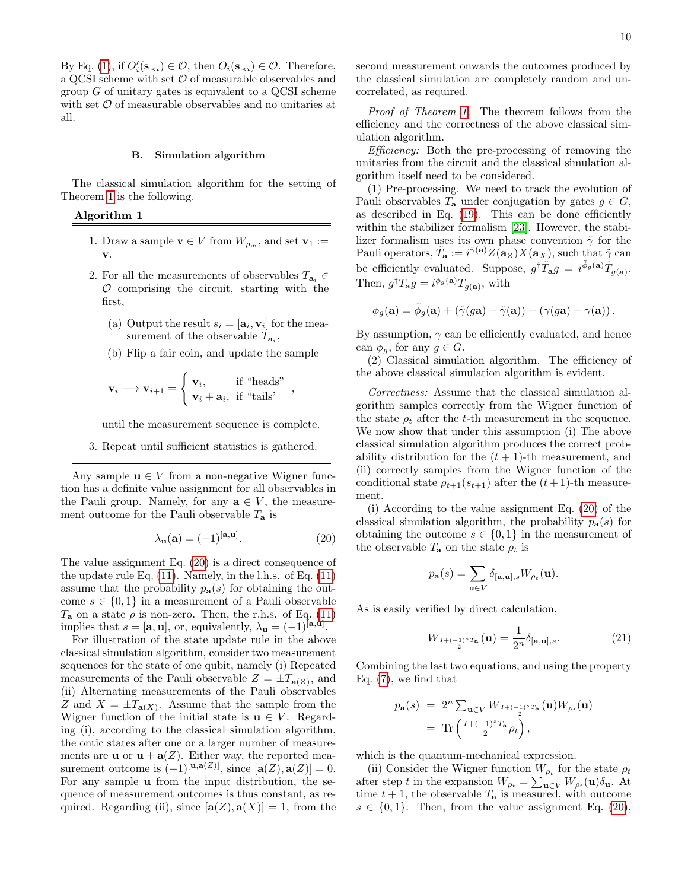By Eq. (1), if $O_i'(\mathbf{s}_{\prec i}) \in \mathcal{O}$, then $O_i(\mathbf{s}_{\prec i}) \in \mathcal{O}$. Therefore, a QCSI scheme with set $\mathcal{O}$ of measurable observables and group $G$ of unitary gates is equivalent to a QCSI scheme with set $\mathcal{O}$ of measurable observables and no unitaries at all.

### B. Simulation algorithm

The classical simulation algorithm for the setting of Theorem 1 is the following.

**Algorithm 1**

1. Draw a sample $\mathbf{v} \in V$ from $W_{\rho_{\text{in}}}$, and set $\mathbf{v}_1 := \mathbf{v}$.
2. For all the measurements of observables $T_{\mathbf{a}_i} \in \mathcal{O}$ comprising the circuit, starting with the first,
   (a) Output the result $s_i = [\mathbf{a}_i, \mathbf{v}_i]$ for the measurement of the observable $T_{\mathbf{a}_i}$,
   (b) Flip a fair coin, and update the sample
   $$\mathbf{v}_i \longrightarrow \mathbf{v}_{i+1} = \begin{cases} \mathbf{v}_i, & \text{if "heads"} \\ \mathbf{v}_i + \mathbf{a}_i, & \text{if "tails'} \end{cases},$$
   until the measurement sequence is complete.
3. Repeat until sufficient statistics is gathered.

Any sample $\mathbf{u} \in V$ from a non-negative Wigner function has a definite value assignment for all observables in the Pauli group. Namely, for any $\mathbf{a} \in V$, the measurement outcome for the Pauli observable $T_\mathbf{a}$ is

$$\lambda_\mathbf{u}(\mathbf{a}) = (-1)^{[\mathbf{a},\mathbf{u}]}. \tag{20}$$

The value assignment Eq. (20) is a direct consequence of the update rule Eq. (11). Namely, in the l.h.s. of Eq. (11) assume that the probability $p_\mathbf{a}(s)$ for obtaining the outcome $s \in \{0,1\}$ in a measurement of a Pauli observable $T_\mathbf{a}$ on a state $\rho$ is non-zero. Then, the r.h.s. of Eq. (11) implies that $s = [\mathbf{a}, \mathbf{u}]$, or, equivalently, $\lambda_\mathbf{u} = (-1)^{[\mathbf{a},\mathbf{u}]}$.

For illustration of the state update rule in the above classical simulation algorithm, consider two measurement sequences for the state of one qubit, namely (i) Repeated measurements of the Pauli observable $Z = \pm T_{\mathbf{a}(Z)}$, and (ii) Alternating measurements of the Pauli observables $Z$ and $X = \pm T_{\mathbf{a}(X)}$. Assume that the sample from the Wigner function of the initial state is $\mathbf{u} \in V$. Regarding (i), according to the classical simulation algorithm, the ontic states after one or a larger number of measurements are $\mathbf{u}$ or $\mathbf{u} + \mathbf{a}(Z)$. Either way, the reported measurement outcome is $(-1)^{[\mathbf{u},\mathbf{a}(Z)]}$, since $[\mathbf{a}(Z), \mathbf{a}(Z)] = 0$. For any sample $\mathbf{u}$ from the input distribution, the sequence of measurement outcomes is thus constant, as required. Regarding (ii), since $[\mathbf{a}(Z), \mathbf{a}(X)] = 1$, from the second measurement onwards the outcomes produced by the classical simulation are completely random and uncorrelated, as required.

*Proof of Theorem 1.* The theorem follows from the efficiency and the correctness of the above classical simulation algorithm.

*Efficiency:* Both the pre-processing of removing the unitaries from the circuit and the classical simulation algorithm itself need to be considered.

(1) Pre-processing. We need to track the evolution of Pauli observables $T_\mathbf{a}$ under conjugation by gates $g \in G$, as described in Eq. (19). This can be done efficiently within the stabilizer formalism [23]. However, the stabilizer formalism uses its own phase convention $\tilde{\gamma}$ for the Pauli operators, $\tilde{T}_\mathbf{a} := i^{\tilde{\gamma}(\mathbf{a})} Z(\mathbf{a}_Z) X(\mathbf{a}_X)$, such that $\tilde{\gamma}$ can be efficiently evaluated. Suppose, $g^\dagger \tilde{T}_\mathbf{a} g = i^{\tilde{\phi}_g(\mathbf{a})} \tilde{T}_{g(\mathbf{a})}$. Then, $g^\dagger T_\mathbf{a} g = i^{\phi_g(\mathbf{a})} T_{g(\mathbf{a})}$, with

$$\phi_g(\mathbf{a}) = \tilde{\phi}_g(\mathbf{a}) + (\tilde{\gamma}(g\mathbf{a}) - \tilde{\gamma}(\mathbf{a})) - (\gamma(g\mathbf{a}) - \gamma(\mathbf{a})).$$

By assumption, $\gamma$ can be efficiently evaluated, and hence can $\phi_g$, for any $g \in G$.

(2) Classical simulation algorithm. The efficiency of the above classical simulation algorithm is evident.

*Correctness:* Assume that the classical simulation algorithm samples correctly from the Wigner function of the state $\rho_t$ after the $t$-th measurement in the sequence. We now show that under this assumption (i) The above classical simulation algorithm produces the correct probability distribution for the $(t+1)$-th measurement, and (ii) correctly samples from the Wigner function of the conditional state $\rho_{t+1}(s_{t+1})$ after the $(t+1)$-th measurement.

(i) According to the value assignment Eq. (20) of the classical simulation algorithm, the probability $p_\mathbf{a}(s)$ for obtaining the outcome $s \in \{0,1\}$ in the measurement of the observable $T_\mathbf{a}$ on the state $\rho_t$ is

$$p_\mathbf{a}(s) = \sum_{\mathbf{u} \in V} \delta_{[\mathbf{a},\mathbf{u}],s} W_{\rho_t}(\mathbf{u}).$$

As is easily verified by direct calculation,

$$W_{\frac{I + (-1)^s T_\mathbf{a}}{2}}(\mathbf{u}) = \frac{1}{2^n} \delta_{[\mathbf{a},\mathbf{u}],s}. \tag{21}$$

Combining the last two equations, and using the property Eq. (7), we find that

$$\begin{aligned} p_\mathbf{a}(s) &= 2^n \sum_{\mathbf{u} \in V} W_{\frac{I + (-1)^s T_\mathbf{a}}{2}}(\mathbf{u}) W_{\rho_t}(\mathbf{u}) \\ &= \operatorname{Tr}\left(\frac{I + (-1)^s T_\mathbf{a}}{2} \rho_t\right), \end{aligned}$$

which is the quantum-mechanical expression.

(ii) Consider the Wigner function $W_{\rho_t}$ for the state $\rho_t$ after step $t$ in the expansion $W_{\rho_t} = \sum_{\mathbf{u} \in V} W_{\rho_t}(\mathbf{u}) \delta_\mathbf{u}$. At time $t+1$, the observable $T_\mathbf{a}$ is measured, with outcome $s \in \{0,1\}$. Then, from the value assignment Eq. (20),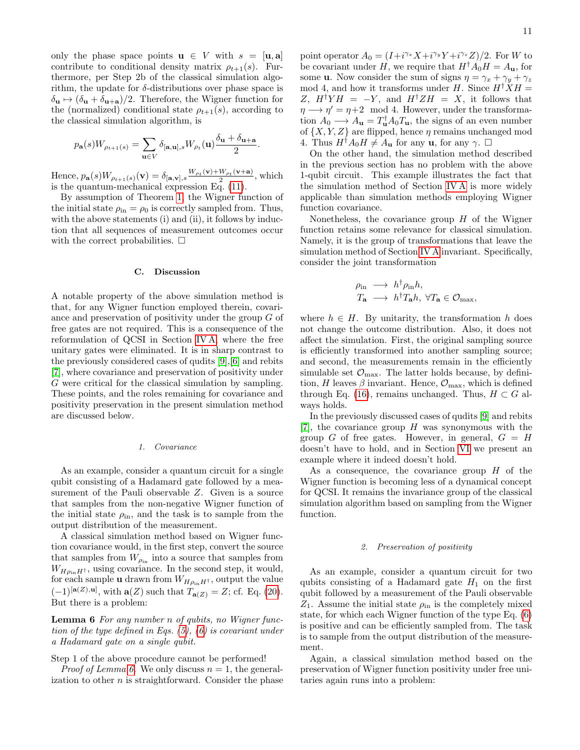only the phase space points $\mathbf{u} \in V$ with $s = [\mathbf{u}, \mathbf{a}]$ contribute to conditional density matrix $\rho_{t+1}(s)$. Furthermore, per Step 2b of the classical simulation algorithm, the update for $\delta$-distributions over phase space is $\delta_\mathbf{u} \mapsto (\delta_\mathbf{u} + \delta_{\mathbf{u}+\mathbf{a}})/2$. Therefore, the Wigner function for the (normalized) conditional state $\rho_{t+1}(s)$, according to the classical simulation algorithm, is

$$p_\mathbf{a}(s) W_{\rho_{t+1}(s)} = \sum_{\mathbf{u} \in V} \delta_{[\mathbf{a},\mathbf{u}],s} W_{\rho_t}(\mathbf{u}) \frac{\delta_\mathbf{u} + \delta_{\mathbf{u}+\mathbf{a}}}{2}.$$

Hence, $p_\mathbf{a}(s) W_{\rho_{t+1}(s)}(\mathbf{v}) = \delta_{[\mathbf{a},\mathbf{v}],s} \frac{W_{\rho_t}(\mathbf{v}) + W_{\rho_t}(\mathbf{v}+\mathbf{a})}{2}$, which is the quantum-mechanical expression Eq. (11).

By assumption of Theorem 1, the Wigner function of the initial state $\rho_\text{in} = \rho_0$ is correctly sampled from. Thus, with the above statements (i) and (ii), it follows by induction that all sequences of measurement outcomes occur with the correct probabilities. $\square$

### C. Discussion

A notable property of the above simulation method is that, for any Wigner function employed therein, covariance and preservation of positivity under the group $G$ of free gates are not required. This is a consequence of the reformulation of QCSI in Section IV A, where the free unitary gates were eliminated. It is in sharp contrast to the previously considered cases of qudits [9],[6] and rebits [7], where covariance and preservation of positivity under $G$ were critical for the classical simulation by sampling. These points, and the roles remaining for covariance and positivity preservation in the present simulation method are discussed below.

#### 1. Covariance

As an example, consider a quantum circuit for a single qubit consisting of a Hadamard gate followed by a measurement of the Pauli observable $Z$. Given is a source that samples from the non-negative Wigner function of the initial state $\rho_\text{in}$, and the task is to sample from the output distribution of the measurement.

A classical simulation method based on Wigner function covariance would, in the first step, convert the source that samples from $W_{\rho_\text{in}}$ into a source that samples from $W_{H\rho_\text{in}H^\dagger}$, using covariance. In the second step, it would, for each sample $\mathbf{u}$ drawn from $W_{H\rho_\text{in}H^\dagger}$, output the value $(-1)^{[\mathbf{a}(Z),\mathbf{u}]}$, with $\mathbf{a}(Z)$ such that $T_{\mathbf{a}(Z)} = Z$; cf. Eq. (20). But there is a problem:

**Lemma 6** *For any number $n$ of qubits, no Wigner function of the type defined in Eqs. (5), (6) is covariant under a Hadamard gate on a single qubit.*

Step 1 of the above procedure cannot be performed!

*Proof of Lemma 6.* We only discuss $n = 1$, the generalization to other $n$ is straightforward. Consider the phase point operator $A_0 = (I + i^{\gamma_x}X + i^{\gamma_y}Y + i^{\gamma_z}Z)/2$. For $W$ to be covariant under $H$, we require that $H^\dagger A_0 H = A_\mathbf{u}$, for some $\mathbf{u}$. Now consider the sum of signs $\eta = \gamma_x + \gamma_y + \gamma_z$ mod 4, and how it transforms under $H$. Since $H^\dagger XH = Z$, $H^\dagger YH = -Y$, and $H^\dagger ZH = X$, it follows that $\eta \longrightarrow \eta' = \eta + 2 \mod 4$. However, under the transformation $A_0 \longrightarrow A_\mathbf{u} = T_\mathbf{u}^\dagger A_0 T_\mathbf{u}$, the signs of an even number of $\{X, Y, Z\}$ are flipped, hence $\eta$ remains unchanged mod 4. Thus $H^\dagger A_0 H \neq A_\mathbf{u}$ for any $\mathbf{u}$, for any $\gamma$. $\square$

On the other hand, the simulation method described in the previous section has no problem with the above 1-qubit circuit. This example illustrates the fact that the simulation method of Section IV A is more widely applicable than simulation methods employing Wigner function covariance.

Nonetheless, the covariance group $H$ of the Wigner function retains some relevance for classical simulation. Namely, it is the group of transformations that leave the simulation method of Section IV A invariant. Specifically, consider the joint transformation

$$\begin{aligned}
\rho_\text{in} &\longrightarrow h^\dagger \rho_\text{in} h, \\
T_\mathbf{a} &\longrightarrow h^\dagger T_\mathbf{a} h, \; \forall T_\mathbf{a} \in \mathcal{O}_\text{max},
\end{aligned}$$

where $h \in H$. By unitarity, the transformation $h$ does not change the outcome distribution. Also, it does not affect the simulation. First, the original sampling source is efficiently transformed into another sampling source; and second, the measurements remain in the efficiently simulable set $\mathcal{O}_\text{max}$. The latter holds because, by definition, $H$ leaves $\beta$ invariant. Hence, $\mathcal{O}_\text{max}$, which is defined through Eq. (16), remains unchanged. Thus, $H \subset G$ always holds.

In the previously discussed cases of qudits [9] and rebits [7], the covariance group $H$ was synonymous with the group $G$ of free gates. However, in general, $G = H$ doesn't have to hold, and in Section VI we present an example where it indeed doesn't hold.

As a consequence, the covariance group $H$ of the Wigner function is becoming less of a dynamical concept for QCSI. It remains the invariance group of the classical simulation algorithm based on sampling from the Wigner function.

#### 2. Preservation of positivity

As an example, consider a quantum circuit for two qubits consisting of a Hadamard gate $H_1$ on the first qubit followed by a measurement of the Pauli observable $Z_1$. Assume the initial state $\rho_\text{in}$ is the completely mixed state, for which each Wigner function of the type Eq. (6) is positive and can be efficiently sampled from. The task is to sample from the output distribution of the measurement.

Again, a classical simulation method based on the preservation of Wigner function positivity under free unitaries again runs into a problem: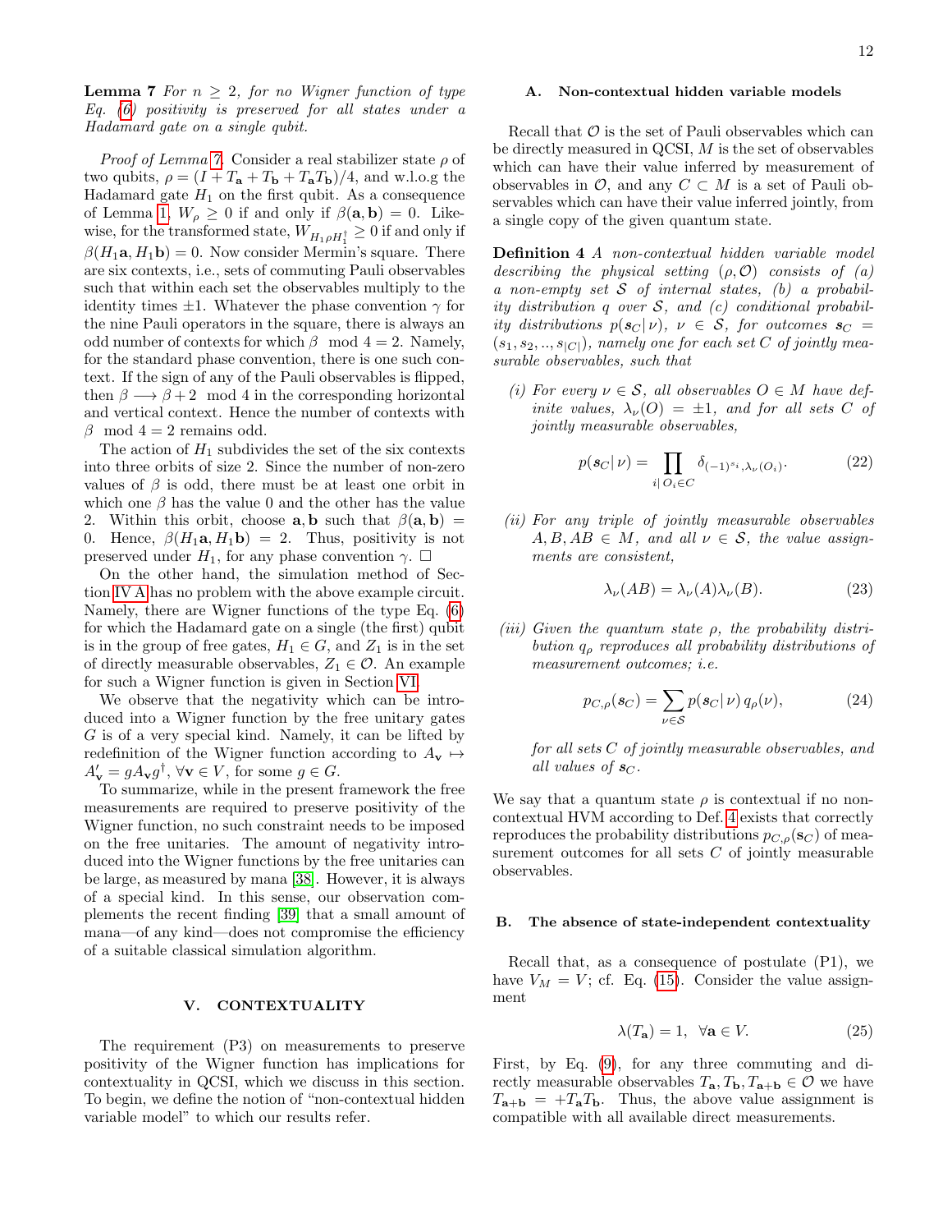**Lemma 7** *For $n \geq 2$, for no Wigner function of type Eq. (6) positivity is preserved for all states under a Hadamard gate on a single qubit.*

*Proof of Lemma 7.* Consider a real stabilizer state $\rho$ of two qubits, $\rho = (I + T_\mathbf{a} + T_\mathbf{b} + T_\mathbf{a} T_\mathbf{b})/4$, and w.l.o.g the Hadamard gate $H_1$ on the first qubit. As a consequence of Lemma 1, $W_\rho \geq 0$ if and only if $\beta(\mathbf{a}, \mathbf{b}) = 0$. Likewise, for the transformed state, $W_{H_1 \rho H_1^\dagger} \geq 0$ if and only if $\beta(H_1 \mathbf{a}, H_1 \mathbf{b}) = 0$. Now consider Mermin's square. There are six contexts, i.e., sets of commuting Pauli observables such that within each set the observables multiply to the identity times $\pm 1$. Whatever the phase convention $\gamma$ for the nine Pauli operators in the square, there is always an odd number of contexts for which $\beta \mod 4 = 2$. Namely, for the standard phase convention, there is one such context. If the sign of any of the Pauli observables is flipped, then $\beta \longrightarrow \beta + 2 \mod 4$ in the corresponding horizontal and vertical context. Hence the number of contexts with $\beta \mod 4 = 2$ remains odd.

The action of $H_1$ subdivides the set of the six contexts into three orbits of size 2. Since the number of non-zero values of $\beta$ is odd, there must be at least one orbit in which one $\beta$ has the value 0 and the other has the value 2. Within this orbit, choose $\mathbf{a}, \mathbf{b}$ such that $\beta(\mathbf{a}, \mathbf{b}) = 0$. Hence, $\beta(H_1 \mathbf{a}, H_1 \mathbf{b}) = 2$. Thus, positivity is not preserved under $H_1$, for any phase convention $\gamma$. $\Box$

On the other hand, the simulation method of Section IV A has no problem with the above example circuit. Namely, there are Wigner functions of the type Eq. (6) for which the Hadamard gate on a single (the first) qubit is in the group of free gates, $H_1 \in G$, and $Z_1$ is in the set of directly measurable observables, $Z_1 \in \mathcal{O}$. An example for such a Wigner function is given in Section VI.

We observe that the negativity which can be introduced into a Wigner function by the free unitary gates $G$ is of a very special kind. Namely, it can be lifted by redefinition of the Wigner function according to $A_\mathbf{v} \mapsto A'_\mathbf{v} = g A_\mathbf{v} g^\dagger$, $\forall \mathbf{v} \in V$, for some $g \in G$.

To summarize, while in the present framework the free measurements are required to preserve positivity of the Wigner function, no such constraint needs to be imposed on the free unitaries. The amount of negativity introduced into the Wigner functions by the free unitaries can be large, as measured by mana [38]. However, it is always of a special kind. In this sense, our observation complements the recent finding [39] that a small amount of mana—of any kind—does not compromise the efficiency of a suitable classical simulation algorithm.

## V. CONTEXTUALITY

The requirement (P3) on measurements to preserve positivity of the Wigner function has implications for contextuality in QCSI, which we discuss in this section. To begin, we define the notion of "non-contextual hidden variable model" to which our results refer.

### A. Non-contextual hidden variable models

Recall that $\mathcal{O}$ is the set of Pauli observables which can be directly measured in QCSI, $M$ is the set of observables which can have their value inferred by measurement of observables in $\mathcal{O}$, and any $C \subset M$ is a set of Pauli observables which can have their value inferred jointly, from a single copy of the given quantum state.

**Definition 4** *A non-contextual hidden variable model describing the physical setting $(\rho, \mathcal{O})$ consists of (a) a non-empty set $\mathcal{S}$ of internal states, (b) a probability distribution $q$ over $\mathcal{S}$, and (c) conditional probability distributions $p(\mathbf{s}_C | \nu)$, $\nu \in \mathcal{S}$, for outcomes $\mathbf{s}_C = (s_1, s_2, .., s_{|C|})$, namely one for each set $C$ of jointly measurable observables, such that*

*(i) For every $\nu \in \mathcal{S}$, all observables $O \in M$ have definite values, $\lambda_\nu(O) = \pm 1$, and for all sets $C$ of jointly measurable observables,*

$$p(\mathbf{s}_C | \nu) = \prod_{i |\, O_i \in C} \delta_{(-1)^{s_i}, \lambda_\nu(O_i)}. \tag{22}$$

*(ii) For any triple of jointly measurable observables $A, B, AB \in M$, and all $\nu \in \mathcal{S}$, the value assignments are consistent,*

$$\lambda_\nu(AB) = \lambda_\nu(A) \lambda_\nu(B). \tag{23}$$

*(iii) Given the quantum state $\rho$, the probability distribution $q_\rho$ reproduces all probability distributions of measurement outcomes; i.e.*

$$p_{C,\rho}(\mathbf{s}_C) = \sum_{\nu \in \mathcal{S}} p(\mathbf{s}_C | \nu)\, q_\rho(\nu), \tag{24}$$

*for all sets $C$ of jointly measurable observables, and all values of $\mathbf{s}_C$.*

We say that a quantum state $\rho$ is contextual if no non-contextual HVM according to Def. 4 exists that correctly reproduces the probability distributions $p_{C,\rho}(\mathbf{s}_C)$ of measurement outcomes for all sets $C$ of jointly measurable observables.

### B. The absence of state-independent contextuality

Recall that, as a consequence of postulate (P1), we have $V_M = V$; cf. Eq. (15). Consider the value assignment

$$\lambda(T_\mathbf{a}) = 1, \ \ \forall \mathbf{a} \in V. \tag{25}$$

First, by Eq. (9), for any three commuting and directly measurable observables $T_\mathbf{a}, T_\mathbf{b}, T_{\mathbf{a}+\mathbf{b}} \in \mathcal{O}$ we have $T_{\mathbf{a}+\mathbf{b}} = +T_\mathbf{a} T_\mathbf{b}$. Thus, the above value assignment is compatible with all available direct measurements.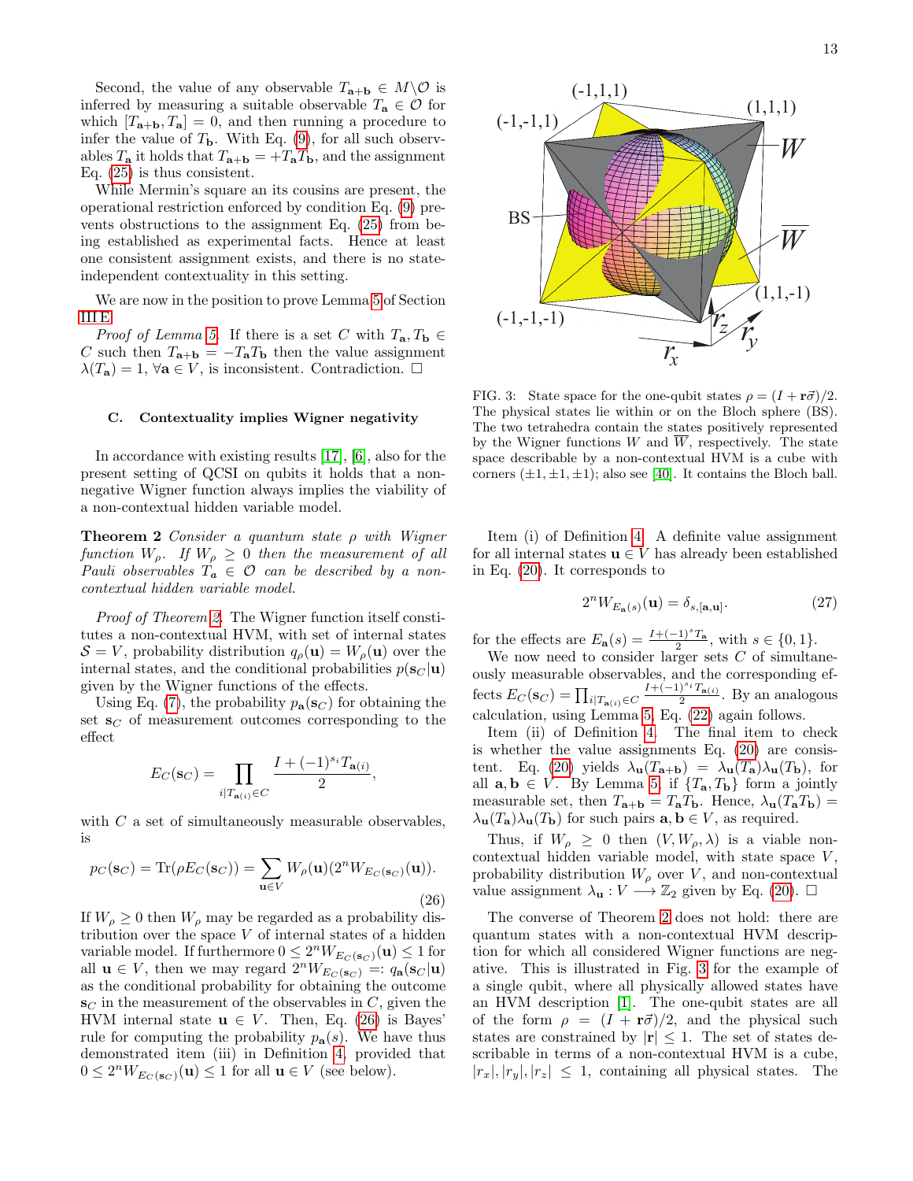Second, the value of any observable $T_{\mathbf{a}+\mathbf{b}} \in M\backslash\mathcal{O}$ is inferred by measuring a suitable observable $T_\mathbf{a} \in \mathcal{O}$ for which $[T_{\mathbf{a}+\mathbf{b}}, T_\mathbf{a}] = 0$, and then running a procedure to infer the value of $T_\mathbf{b}$. With Eq. (9), for all such observables $T_\mathbf{a}$ it holds that $T_{\mathbf{a}+\mathbf{b}} = +T_\mathbf{a}T_\mathbf{b}$, and the assignment Eq. (25) is thus consistent.

While Mermin's square an its cousins are present, the operational restriction enforced by condition Eq. (9) prevents obstructions to the assignment Eq. (25) from being established as experimental facts. Hence at least one consistent assignment exists, and there is no state-independent contextuality in this setting.

We are now in the position to prove Lemma 5 of Section III E.

*Proof of Lemma 5.* If there is a set $C$ with $T_\mathbf{a}, T_\mathbf{b} \in C$ such then $T_{\mathbf{a}+\mathbf{b}} = -T_\mathbf{a}T_\mathbf{b}$ then the value assignment $\lambda(T_\mathbf{a}) = 1$, $\forall \mathbf{a} \in V$, is inconsistent. Contradiction. $\square$

### C. Contextuality implies Wigner negativity

In accordance with existing results [17], [6], also for the present setting of QCSI on qubits it holds that a non-negative Wigner function always implies the viability of a non-contextual hidden variable model.

**Theorem 2** *Consider a quantum state $\rho$ with Wigner function $W_\rho$. If $W_\rho \geq 0$ then the measurement of all Pauli observables $T_\mathbf{a} \in \mathcal{O}$ can be described by a non-contextual hidden variable model.*

*Proof of Theorem 2.* The Wigner function itself constitutes a non-contextual HVM, with set of internal states $\mathcal{S} = V$, probability distribution $q_\rho(\mathbf{u}) = W_\rho(\mathbf{u})$ over the internal states, and the conditional probabilities $p(\mathbf{s}_C|\mathbf{u})$ given by the Wigner functions of the effects.

Using Eq. (7), the probability $p_\mathbf{a}(\mathbf{s}_C)$ for obtaining the set $\mathbf{s}_C$ of measurement outcomes corresponding to the effect

$$E_C(\mathbf{s}_C) = \prod_{i|T_{\mathbf{a}(i)}\in C} \frac{I + (-1)^{s_i} T_{\mathbf{a}(i)}}{2},$$

with $C$ a set of simultaneously measurable observables, is

$$p_C(\mathbf{s}_C) = \text{Tr}(\rho E_C(\mathbf{s}_C)) = \sum_{\mathbf{u}\in V} W_\rho(\mathbf{u})(2^n W_{E_C(\mathbf{s}_C)}(\mathbf{u})). \tag{26}$$

If $W_\rho \geq 0$ then $W_\rho$ may be regarded as a probability distribution over the space $V$ of internal states of a hidden variable model. If furthermore $0 \leq 2^n W_{E_C(\mathbf{s}_C)}(\mathbf{u}) \leq 1$ for all $\mathbf{u} \in V$, then we may regard $2^n W_{E_C(\mathbf{s}_C)} =: q_\mathbf{a}(\mathbf{s}_C|\mathbf{u})$ as the conditional probability for obtaining the outcome $\mathbf{s}_C$ in the measurement of the observables in $C$, given the HVM internal state $\mathbf{u} \in V$. Then, Eq. (26) is Bayes' rule for computing the probability $p_\mathbf{a}(s)$. We have thus demonstrated item (iii) in Definition 4, provided that $0 \leq 2^n W_{E_C(\mathbf{s}_C)}(\mathbf{u}) \leq 1$ for all $\mathbf{u} \in V$ (see below).

FIG. 3: State space for the one-qubit states $\rho = (I + \mathbf{r}\vec{\sigma})/2$. The physical states lie within or on the Bloch sphere (BS). The two tetrahedra contain the states positively represented by the Wigner functions $W$ and $\overline{W}$, respectively. The state space describable by a non-contextual HVM is a cube with corners $(\pm 1, \pm 1, \pm 1)$; also see [40]. It contains the Bloch ball.

Item (i) of Definition 4. A definite value assignment for all internal states $\mathbf{u} \in V$ has already been established in Eq. (20). It corresponds to

$$2^n W_{E_\mathbf{a}(s)}(\mathbf{u}) = \delta_{s,[\mathbf{a},\mathbf{u}]}. \tag{27}$$

for the effects are $E_\mathbf{a}(s) = \frac{I+(-1)^s T_\mathbf{a}}{2}$, with $s \in \{0, 1\}$.

We now need to consider larger sets $C$ of simultaneously measurable observables, and the corresponding effects $E_C(\mathbf{s}_C) = \prod_{i|T_{\mathbf{a}(i)}\in C} \frac{I+(-1)^{s_i} T_{\mathbf{a}(i)}}{2}$. By an analogous calculation, using Lemma 5, Eq. (22) again follows.

Item (ii) of Definition 4. The final item to check is whether the value assignments Eq. (20) are consistent. Eq. (20) yields $\lambda_\mathbf{u}(T_{\mathbf{a}+\mathbf{b}}) = \lambda_\mathbf{u}(T_\mathbf{a})\lambda_\mathbf{u}(T_\mathbf{b})$, for all $\mathbf{a}, \mathbf{b} \in V$. By Lemma 5, if $\{T_\mathbf{a}, T_\mathbf{b}\}$ form a jointly measurable set, then $T_{\mathbf{a}+\mathbf{b}} = T_\mathbf{a}T_\mathbf{b}$. Hence, $\lambda_\mathbf{u}(T_\mathbf{a}T_\mathbf{b}) = \lambda_\mathbf{u}(T_\mathbf{a})\lambda_\mathbf{u}(T_\mathbf{b})$ for such pairs $\mathbf{a}, \mathbf{b} \in V$, as required.

Thus, if $W_\rho \geq 0$ then $(V, W_\rho, \lambda)$ is a viable non-contextual hidden variable model, with state space $V$, probability distribution $W_\rho$ over $V$, and non-contextual value assignment $\lambda_\mathbf{u} : V \longrightarrow \mathbb{Z}_2$ given by Eq. (20). $\square$

The converse of Theorem 2 does not hold: there are quantum states with a non-contextual HVM description for which all considered Wigner functions are negative. This is illustrated in Fig. 3 for the example of a single qubit, where all physically allowed states have an HVM description [1]. The one-qubit states are all of the form $\rho = (I + \mathbf{r}\vec{\sigma})/2$, and the physical such states are constrained by $|\mathbf{r}| \leq 1$. The set of states describable in terms of a non-contextual HVM is a cube, $|r_x|, |r_y|, |r_z| \leq 1$, containing all physical states. The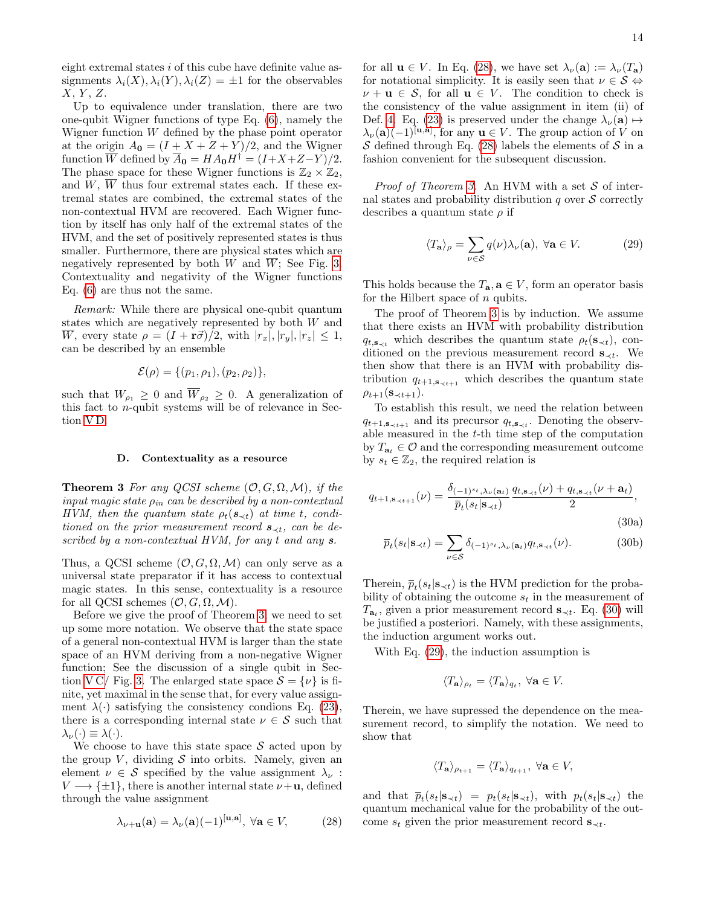eight extremal states $i$ of this cube have definite value assignments $\lambda_i(X), \lambda_i(Y), \lambda_i(Z) = \pm 1$ for the observables $X$, $Y$, $Z$.

Up to equivalence under translation, there are two one-qubit Wigner functions of type Eq. (6), namely the Wigner function $W$ defined by the phase point operator at the origin $A_{\mathbf{0}} = (I + X + Z + Y)/2$, and the Wigner function $\overline{W}$ defined by $\overline{A}_{\mathbf{0}} = HA_{\mathbf{0}}H^\dagger = (I + X + Z - Y)/2$. The phase space for these Wigner functions is $\mathbb{Z}_2 \times \mathbb{Z}_2$, and $W$, $\overline{W}$ thus four extremal states each. If these extremal states are combined, the extremal states of the non-contextual HVM are recovered. Each Wigner function by itself has only half of the extremal states of the HVM, and the set of positively represented states is thus smaller. Furthermore, there are physical states which are negatively represented by both $W$ and $\overline{W}$; See Fig. 3. Contextuality and negativity of the Wigner functions Eq. (6) are thus not the same.

*Remark:* While there are physical one-qubit quantum states which are negatively represented by both $W$ and $\overline{W}$, every state $\rho = (I + \mathbf{r}\vec{\sigma})/2$, with $|r_x|, |r_y|, |r_z| \leq 1$, can be described by an ensemble

$$\mathcal{E}(\rho) = \{(p_1, \rho_1), (p_2, \rho_2)\},$$

such that $W_{\rho_1} \geq 0$ and $\overline{W}_{\rho_2} \geq 0$. A generalization of this fact to $n$-qubit systems will be of relevance in Section V D.

### D. Contextuality as a resource

**Theorem 3** *For any QCSI scheme $(\mathcal{O}, G, \Omega, \mathcal{M})$, if the input magic state $\rho_{in}$ can be described by a non-contextual HVM, then the quantum state $\rho_t(\mathbf{s}_{\prec t})$ at time $t$, conditioned on the prior measurement record $\mathbf{s}_{\prec t}$, can be described by a non-contextual HVM, for any $t$ and any $\mathbf{s}$.*

Thus, a QCSI scheme $(\mathcal{O}, G, \Omega, \mathcal{M})$ can only serve as a universal state preparator if it has access to contextual magic states. In this sense, contextuality is a resource for all QCSI schemes $(\mathcal{O}, G, \Omega, \mathcal{M})$.

Before we give the proof of Theorem 3, we need to set up some more notation. We observe that the state space of a general non-contextual HVM is larger than the state space of an HVM deriving from a non-negative Wigner function; See the discussion of a single qubit in Section V C/ Fig. 3. The enlarged state space $\mathcal{S} = \{\nu\}$ is finite, yet maximal in the sense that, for every value assignment $\lambda(\cdot)$ satisfying the consistency condions Eq. (23), there is a corresponding internal state $\nu \in \mathcal{S}$ such that $\lambda_\nu(\cdot) \equiv \lambda(\cdot)$.

We choose to have this state space $\mathcal{S}$ acted upon by the group $V$, dividing $\mathcal{S}$ into orbits. Namely, given an element $\nu \in \mathcal{S}$ specified by the value assignment $\lambda_\nu : V \longrightarrow \{\pm 1\}$, there is another internal state $\nu + \mathbf{u}$, defined through the value assignment

$$\lambda_{\nu+\mathbf{u}}(\mathbf{a}) = \lambda_\nu(\mathbf{a})(-1)^{[\mathbf{u},\mathbf{a}]},\; \forall \mathbf{a} \in V, \tag{28}$$

for all $\mathbf{u} \in V$. In Eq. (28), we have set $\lambda_\nu(\mathbf{a}) := \lambda_\nu(T_\mathbf{a})$ for notational simplicity. It is easily seen that $\nu \in \mathcal{S} \Leftrightarrow \nu + \mathbf{u} \in \mathcal{S}$, for all $\mathbf{u} \in V$. The condition to check is the consistency of the value assignment in item (ii) of Def. 4. Eq. (23) is preserved under the change $\lambda_\nu(\mathbf{a}) \mapsto \lambda_\nu(\mathbf{a})(-1)^{[\mathbf{u},\mathbf{a}]}$, for any $\mathbf{u} \in V$. The group action of $V$ on $\mathcal{S}$ defined through Eq. (28) labels the elements of $\mathcal{S}$ in a fashion convenient for the subsequent discussion.

*Proof of Theorem 3.* An HVM with a set $\mathcal{S}$ of internal states and probability distribution $q$ over $\mathcal{S}$ correctly describes a quantum state $\rho$ if

$$\langle T_\mathbf{a} \rangle_\rho = \sum_{\nu \in \mathcal{S}} q(\nu) \lambda_\nu(\mathbf{a}),\; \forall \mathbf{a} \in V. \tag{29}$$

This holds because the $T_\mathbf{a}, \mathbf{a} \in V$, form an operator basis for the Hilbert space of $n$ qubits.

The proof of Theorem 3 is by induction. We assume that there exists an HVM with probability distribution $q_{t,\mathbf{s}_{\prec t}}$ which describes the quantum state $\rho_t(\mathbf{s}_{\prec t})$, conditioned on the previous measurement record $\mathbf{s}_{\prec t}$. We then show that there is an HVM with probability distribution $q_{t+1,\mathbf{s}_{\prec t+1}}$ which describes the quantum state $\rho_{t+1}(\mathbf{s}_{\prec t+1})$.

To establish this result, we need the relation between $q_{t+1,\mathbf{s}_{\prec t+1}}$ and its precursor $q_{t,\mathbf{s}_{\prec t}}$. Denoting the observable measured in the $t$-th time step of the computation by $T_{\mathbf{a}_t} \in \mathcal{O}$ and the corresponding measurement outcome by $s_t \in \mathbb{Z}_2$, the required relation is

$$q_{t+1,\mathbf{s}_{\prec t+1}}(\nu) = \frac{\delta_{(-1)^{s_t},\lambda_\nu(\mathbf{a}_t)}}{\overline{p}_t(s_t|\mathbf{s}_{\prec t})} \frac{q_{t,\mathbf{s}_{\prec t}}(\nu) + q_{t,\mathbf{s}_{\prec t}}(\nu + \mathbf{a}_t)}{2}, \tag{30a}$$

$$\overline{p}_t(s_t|\mathbf{s}_{\prec t}) = \sum_{\nu \in \mathcal{S}} \delta_{(-1)^{s_t},\lambda_\nu(\mathbf{a}_t)} q_{t,\mathbf{s}_{\prec t}}(\nu). \tag{30b}$$

Therein, $\overline{p}_t(s_t|\mathbf{s}_{\prec t})$ is the HVM prediction for the probability of obtaining the outcome $s_t$ in the measurement of $T_{\mathbf{a}_t}$, given a prior measurement record $\mathbf{s}_{\prec t}$. Eq. (30) will be justified a posteriori. Namely, with these assignments, the induction argument works out.

With Eq. (29), the induction assumption is

$$\langle T_\mathbf{a} \rangle_{\rho_t} = \langle T_\mathbf{a} \rangle_{q_t},\; \forall \mathbf{a} \in V.$$

Therein, we have supressed the dependence on the measurement record, to simplify the notation. We need to show that

$$\langle T_\mathbf{a} \rangle_{\rho_{t+1}} = \langle T_\mathbf{a} \rangle_{q_{t+1}},\; \forall \mathbf{a} \in V,$$

and that $\overline{p}_t(s_t|\mathbf{s}_{\prec t}) = p_t(s_t|\mathbf{s}_{\prec t})$, with $p_t(s_t|\mathbf{s}_{\prec t})$ the quantum mechanical value for the probability of the outcome $s_t$ given the prior measurement record $\mathbf{s}_{\prec t}$.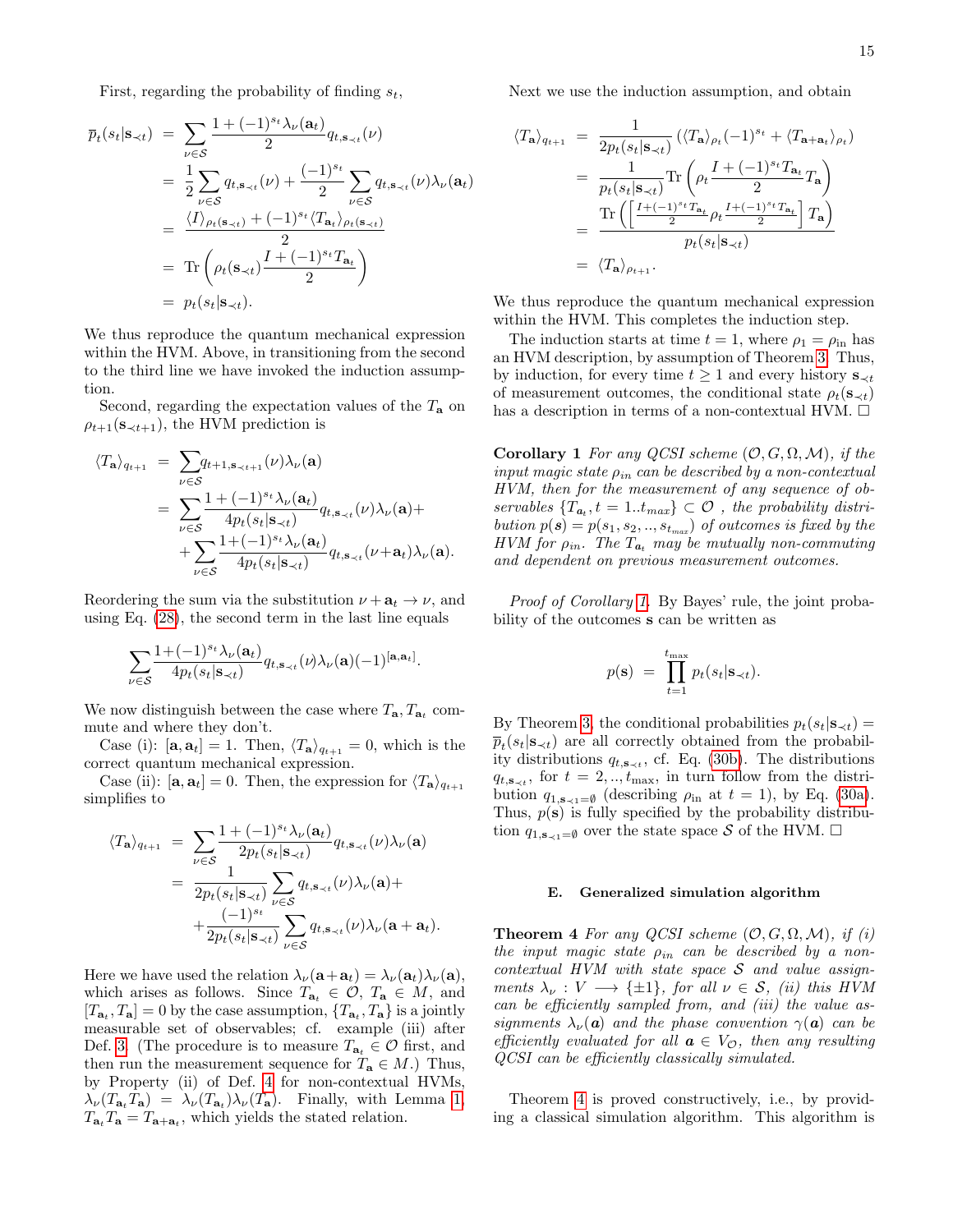First, regarding the probability of finding $s_t$,

$$
\begin{aligned}
\overline{p}_t(s_t|\mathbf{s}_{\prec t}) &= \sum_{\nu \in \mathcal{S}} \frac{1+(-1)^{s_t}\lambda_\nu(\mathbf{a}_t)}{2} q_{t,\mathbf{s}_{\prec t}}(\nu) \\
&= \frac{1}{2}\sum_{\nu\in\mathcal{S}} q_{t,\mathbf{s}_{\prec t}}(\nu) + \frac{(-1)^{s_t}}{2}\sum_{\nu\in\mathcal{S}} q_{t,\mathbf{s}_{\prec t}}(\nu)\lambda_\nu(\mathbf{a}_t) \\
&= \frac{\langle I\rangle_{\rho_t(\mathbf{s}_{\prec t})} + (-1)^{s_t}\langle T_{\mathbf{a}_t}\rangle_{\rho_t(\mathbf{s}_{\prec t})}}{2} \\
&= \text{Tr}\left(\rho_t(\mathbf{s}_{\prec t})\frac{I+(-1)^{s_t}T_{\mathbf{a}_t}}{2}\right) \\
&= p_t(s_t|\mathbf{s}_{\prec t}).
\end{aligned}
$$

We thus reproduce the quantum mechanical expression within the HVM. Above, in transitioning from the second to the third line we have invoked the induction assumption.

Second, regarding the expectation values of the $T_\mathbf{a}$ on $\rho_{t+1}(\mathbf{s}_{\prec t+1})$, the HVM prediction is

$$
\begin{aligned}
\langle T_\mathbf{a}\rangle_{q_{t+1}} &= \sum_{\nu\in\mathcal{S}} q_{t+1,\mathbf{s}_{\prec t+1}}(\nu)\lambda_\nu(\mathbf{a}) \\
&= \sum_{\nu\in\mathcal{S}} \frac{1+(-1)^{s_t}\lambda_\nu(\mathbf{a}_t)}{4p_t(s_t|\mathbf{s}_{\prec t})} q_{t,\mathbf{s}_{\prec t}}(\nu)\lambda_\nu(\mathbf{a}) + \\
&\quad + \sum_{\nu\in\mathcal{S}} \frac{1+(-1)^{s_t}\lambda_\nu(\mathbf{a}_t)}{4p_t(s_t|\mathbf{s}_{\prec t})} q_{t,\mathbf{s}_{\prec t}}(\nu+\mathbf{a}_t)\lambda_\nu(\mathbf{a}).
\end{aligned}
$$

Reordering the sum via the substitution $\nu + \mathbf{a}_t \to \nu$, and using Eq. (28), the second term in the last line equals

$$
\sum_{\nu\in\mathcal{S}} \frac{1+(-1)^{s_t}\lambda_\nu(\mathbf{a}_t)}{4p_t(s_t|\mathbf{s}_{\prec t})} q_{t,\mathbf{s}_{\prec t}}(\nu)\lambda_\nu(\mathbf{a})(-1)^{[\mathbf{a},\mathbf{a}_t]}.
$$

We now distinguish between the case where $T_\mathbf{a}, T_{\mathbf{a}_t}$ commute and where they don't.

Case (i): $[\mathbf{a},\mathbf{a}_t] = 1$. Then, $\langle T_\mathbf{a}\rangle_{q_{t+1}} = 0$, which is the correct quantum mechanical expression.

Case (ii): $[\mathbf{a},\mathbf{a}_t] = 0$. Then, the expression for $\langle T_\mathbf{a}\rangle_{q_{t+1}}$ simplifies to

$$
\begin{aligned}
\langle T_\mathbf{a}\rangle_{q_{t+1}} &= \sum_{\nu\in\mathcal{S}} \frac{1+(-1)^{s_t}\lambda_\nu(\mathbf{a}_t)}{2p_t(s_t|\mathbf{s}_{\prec t})} q_{t,\mathbf{s}_{\prec t}}(\nu)\lambda_\nu(\mathbf{a}) \\
&= \frac{1}{2p_t(s_t|\mathbf{s}_{\prec t})}\sum_{\nu\in\mathcal{S}} q_{t,\mathbf{s}_{\prec t}}(\nu)\lambda_\nu(\mathbf{a}) + \\
&\quad + \frac{(-1)^{s_t}}{2p_t(s_t|\mathbf{s}_{\prec t})}\sum_{\nu\in\mathcal{S}} q_{t,\mathbf{s}_{\prec t}}(\nu)\lambda_\nu(\mathbf{a}+\mathbf{a}_t).
\end{aligned}
$$

Here we have used the relation $\lambda_\nu(\mathbf{a}+\mathbf{a}_t) = \lambda_\nu(\mathbf{a}_t)\lambda_\nu(\mathbf{a})$, which arises as follows. Since $T_{\mathbf{a}_t} \in \mathcal{O}$, $T_\mathbf{a} \in M$, and $[T_{\mathbf{a}_t}, T_\mathbf{a}] = 0$ by the case assumption, $\{T_{\mathbf{a}_t}, T_\mathbf{a}\}$ is a jointly measurable set of observables; cf. example (iii) after Def. 3. (The procedure is to measure $T_{\mathbf{a}_t} \in \mathcal{O}$ first, and then run the measurement sequence for $T_\mathbf{a} \in M$.) Thus, by Property (ii) of Def. 4 for non-contextual HVMs, $\lambda_\nu(T_{\mathbf{a}_t}T_\mathbf{a}) = \lambda_\nu(T_{\mathbf{a}_t})\lambda_\nu(T_\mathbf{a})$. Finally, with Lemma 1, $T_{\mathbf{a}_t}T_\mathbf{a} = T_{\mathbf{a}+\mathbf{a}_t}$, which yields the stated relation.

Next we use the induction assumption, and obtain

$$
\begin{aligned}
\langle T_\mathbf{a}\rangle_{q_{t+1}} &= \frac{1}{2p_t(s_t|\mathbf{s}_{\prec t})}\left(\langle T_\mathbf{a}\rangle_{\rho_t}(-1)^{s_t} + \langle T_{\mathbf{a}+\mathbf{a}_t}\rangle_{\rho_t}\right) \\
&= \frac{1}{p_t(s_t|\mathbf{s}_{\prec t})}\text{Tr}\left(\rho_t \frac{I+(-1)^{s_t}T_{\mathbf{a}_t}}{2} T_\mathbf{a}\right) \\
&= \frac{\text{Tr}\left(\left[\frac{I+(-1)^{s_t}T_{\mathbf{a}_t}}{2}\rho_t\frac{I+(-1)^{s_t}T_{\mathbf{a}_t}}{2}\right]T_\mathbf{a}\right)}{p_t(s_t|\mathbf{s}_{\prec t})} \\
&= \langle T_\mathbf{a}\rangle_{\rho_{t+1}}.
\end{aligned}
$$

We thus reproduce the quantum mechanical expression within the HVM. This completes the induction step.

The induction starts at time $t = 1$, where $\rho_1 = \rho_\text{in}$ has an HVM description, by assumption of Theorem 3. Thus, by induction, for every time $t \geq 1$ and every history $\mathbf{s}_{\prec t}$ of measurement outcomes, the conditional state $\rho_t(\mathbf{s}_{\prec t})$ has a description in terms of a non-contextual HVM. □

**Corollary 1** *For any QCSI scheme $(\mathcal{O}, G, \Omega, \mathcal{M})$, if the input magic state $\rho_{in}$ can be described by a non-contextual HVM, then for the measurement of any sequence of observables $\{T_{\mathbf{a}_t}, t = 1..t_{max}\} \subset \mathcal{O}$ , the probability distribution $p(\boldsymbol{s}) = p(s_1, s_2, .., s_{t_{max}})$ of outcomes is fixed by the HVM for $\rho_{in}$. The $T_{\mathbf{a}_t}$ may be mutually non-commuting and dependent on previous measurement outcomes.*

*Proof of Corollary 1.* By Bayes' rule, the joint probability of the outcomes $\mathbf{s}$ can be written as

$$
p(\mathbf{s}) = \prod_{t=1}^{t_\text{max}} p_t(s_t|\mathbf{s}_{\prec t}).
$$

By Theorem 3, the conditional probabilities $p_t(s_t|\mathbf{s}_{\prec t}) = \overline{p}_t(s_t|\mathbf{s}_{\prec t})$ are all correctly obtained from the probability distributions $q_{t,\mathbf{s}_{\prec t}}$, cf. Eq. (30b). The distributions $q_{t,\mathbf{s}_{\prec t}}$, for $t = 2, .., t_\text{max}$, in turn follow from the distribution $q_{1,\mathbf{s}_{\prec 1}=\emptyset}$ (describing $\rho_\text{in}$ at $t = 1$), by Eq. (30a). Thus, $p(\mathbf{s})$ is fully specified by the probability distribution $q_{1,\mathbf{s}_{\prec 1}=\emptyset}$ over the state space $\mathcal{S}$ of the HVM. □

### E. Generalized simulation algorithm

**Theorem 4** *For any QCSI scheme $(\mathcal{O}, G, \Omega, \mathcal{M})$, if (i) the input magic state $\rho_{in}$ can be described by a non-contextual HVM with state space $\mathcal{S}$ and value assignments $\lambda_\nu : V \longrightarrow \{\pm 1\}$, for all $\nu \in \mathcal{S}$, (ii) this HVM can be efficiently sampled from, and (iii) the value assignments $\lambda_\nu(\boldsymbol{a})$ and the phase convention $\gamma(\boldsymbol{a})$ can be efficiently evaluated for all $\boldsymbol{a} \in V_\mathcal{O}$, then any resulting QCSI scheme can be efficiently classically simulated.*

Theorem 4 is proved constructively, i.e., by providing a classical simulation algorithm. This algorithm is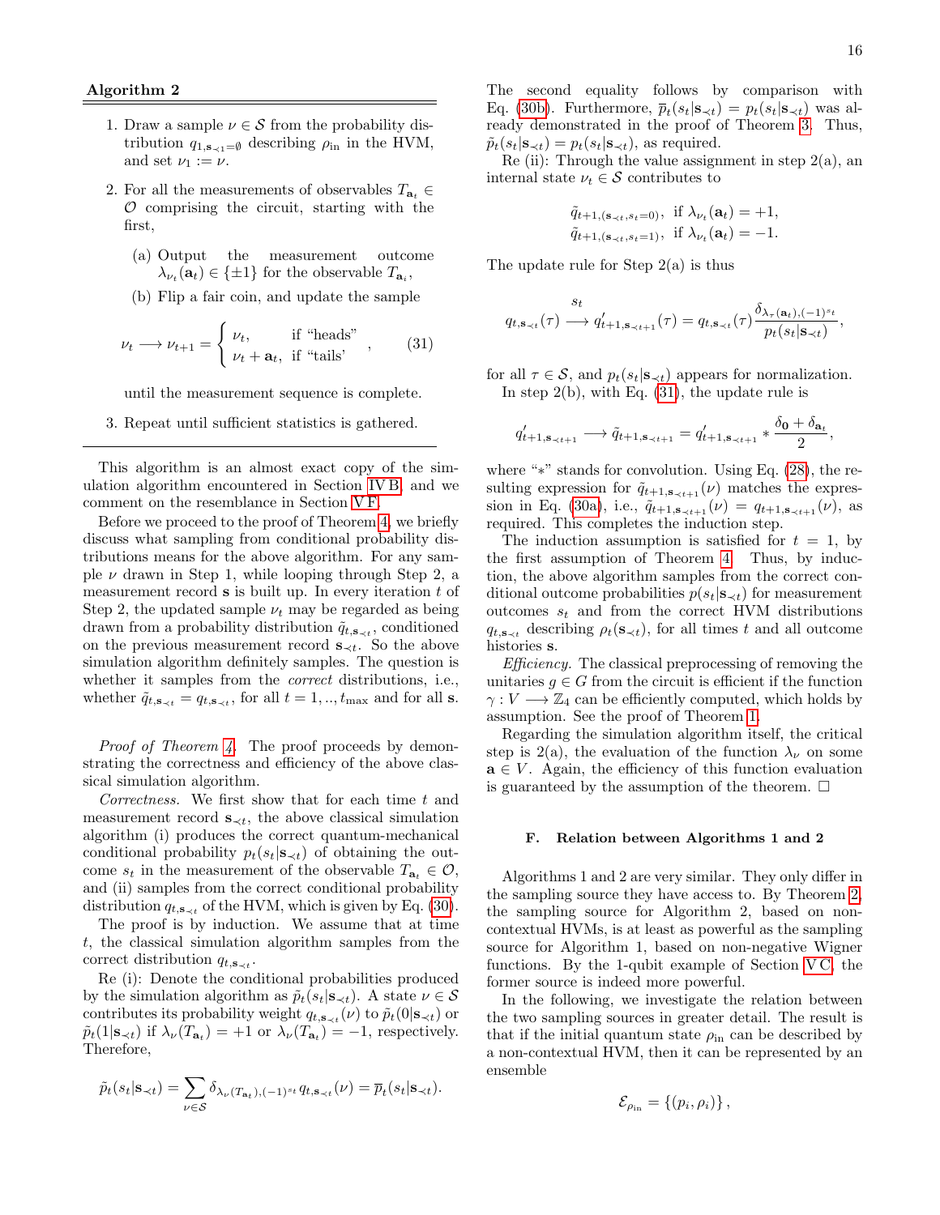**Algorithm 2**

1. Draw a sample $\nu \in \mathcal{S}$ from the probability distribution $q_{1,\mathbf{s}_{\prec 1}=\emptyset}$ describing $\rho_{\text{in}}$ in the HVM, and set $\nu_1 := \nu$.

2. For all the measurements of observables $T_{\mathbf{a}_t} \in \mathcal{O}$ comprising the circuit, starting with the first,

   (a) Output the measurement outcome $\lambda_{\nu_t}(\mathbf{a}_t) \in \{\pm 1\}$ for the observable $T_{\mathbf{a}_i}$,

   (b) Flip a fair coin, and update the sample

$$\nu_t \longrightarrow \nu_{t+1} = \begin{cases} \nu_t, & \text{if "heads"} \\ \nu_t + \mathbf{a}_t, & \text{if "tails'} \end{cases}, \quad (31)$$

   until the measurement sequence is complete.

3. Repeat until sufficient statistics is gathered.

---

This algorithm is an almost exact copy of the simulation algorithm encountered in Section IV B, and we comment on the resemblance in Section V F.

Before we proceed to the proof of Theorem 4, we briefly discuss what sampling from conditional probability distributions means for the above algorithm. For any sample $\nu$ drawn in Step 1, while looping through Step 2, a measurement record $\mathbf{s}$ is built up. In every iteration $t$ of Step 2, the updated sample $\nu_t$ may be regarded as being drawn from a probability distribution $\tilde{q}_{t,\mathbf{s}_{\prec t}}$, conditioned on the previous measurement record $\mathbf{s}_{\prec t}$. So the above simulation algorithm definitely samples. The question is whether it samples from the *correct* distributions, i.e., whether $\tilde{q}_{t,\mathbf{s}_{\prec t}} = q_{t,\mathbf{s}_{\prec t}}$, for all $t = 1,..,t_{\max}$ and for all $\mathbf{s}$.

*Proof of Theorem 4.* The proof proceeds by demonstrating the correctness and efficiency of the above classical simulation algorithm.

*Correctness.* We first show that for each time $t$ and measurement record $\mathbf{s}_{\prec t}$, the above classical simulation algorithm (i) produces the correct quantum-mechanical conditional probability $p_t(s_t|\mathbf{s}_{\prec t})$ of obtaining the outcome $s_t$ in the measurement of the observable $T_{\mathbf{a}_t} \in \mathcal{O}$, and (ii) samples from the correct conditional probability distribution $q_{t,\mathbf{s}_{\prec t}}$ of the HVM, which is given by Eq. (30).

The proof is by induction. We assume that at time $t$, the classical simulation algorithm samples from the correct distribution $q_{t,\mathbf{s}_{\prec t}}$.

Re (i): Denote the conditional probabilities produced by the simulation algorithm as $\tilde{p}_t(s_t|\mathbf{s}_{\prec t})$. A state $\nu \in \mathcal{S}$ contributes its probability weight $q_{t,\mathbf{s}_{\prec t}}(\nu)$ to $\tilde{p}_t(0|\mathbf{s}_{\prec t})$ or $\tilde{p}_t(1|\mathbf{s}_{\prec t})$ if $\lambda_\nu(T_{\mathbf{a}_t}) = +1$ or $\lambda_\nu(T_{\mathbf{a}_t}) = -1$, respectively. Therefore,

$$\tilde{p}_t(s_t|\mathbf{s}_{\prec t}) = \sum_{\nu \in \mathcal{S}} \delta_{\lambda_\nu(T_{\mathbf{a}_t}),(-1)^{s_t}} q_{t,\mathbf{s}_{\prec t}}(\nu) = \overline{p}_t(s_t|\mathbf{s}_{\prec t}).$$

The second equality follows by comparison with Eq. (30b). Furthermore, $\overline{p}_t(s_t|\mathbf{s}_{\prec t}) = p_t(s_t|\mathbf{s}_{\prec t})$ was already demonstrated in the proof of Theorem 3. Thus, $\tilde{p}_t(s_t|\mathbf{s}_{\prec t}) = p_t(s_t|\mathbf{s}_{\prec t})$, as required.

Re (ii): Through the value assignment in step 2(a), an internal state $\nu_t \in \mathcal{S}$ contributes to

$$\tilde{q}_{t+1,(\mathbf{s}_{\prec t},s_t=0)}, \text{ if } \lambda_{\nu_t}(\mathbf{a}_t) = +1,$$
$$\tilde{q}_{t+1,(\mathbf{s}_{\prec t},s_t=1)}, \text{ if } \lambda_{\nu_t}(\mathbf{a}_t) = -1.$$

The update rule for Step 2(a) is thus

$$q_{t,\mathbf{s}_{\prec t}}(\tau) \overset{s_t}{\longrightarrow} q'_{t+1,\mathbf{s}_{\prec t+1}}(\tau) = q_{t,\mathbf{s}_{\prec t}}(\tau) \frac{\delta_{\lambda_\tau(\mathbf{a}_t),(-1)^{s_t}}}{p_t(s_t|\mathbf{s}_{\prec t})},$$

for all $\tau \in \mathcal{S}$, and $p_t(s_t|\mathbf{s}_{\prec t})$ appears for normalization.

In step 2(b), with Eq. (31), the update rule is

$$q'_{t+1,\mathbf{s}_{\prec t+1}} \longrightarrow \tilde{q}_{t+1,\mathbf{s}_{\prec t+1}} = q'_{t+1,\mathbf{s}_{\prec t+1}} * \frac{\delta_{\mathbf{0}} + \delta_{\mathbf{a}_t}}{2},$$

where "$*$" stands for convolution. Using Eq. (28), the resulting expression for $\tilde{q}_{t+1,\mathbf{s}_{\prec t+1}}(\nu)$ matches the expression in Eq. (30a), i.e., $\tilde{q}_{t+1,\mathbf{s}_{\prec t+1}}(\nu) = q_{t+1,\mathbf{s}_{\prec t+1}}(\nu)$, as required. This completes the induction step.

The induction assumption is satisfied for $t = 1$, by the first assumption of Theorem 4. Thus, by induction, the above algorithm samples from the correct conditional outcome probabilities $p(s_t|\mathbf{s}_{\prec t})$ for measurement outcomes $s_t$ and from the correct HVM distributions $q_{t,\mathbf{s}_{\prec t}}$ describing $\rho_t(\mathbf{s}_{\prec t})$, for all times $t$ and all outcome histories $\mathbf{s}$.

*Efficiency.* The classical preprocessing of removing the unitaries $g \in G$ from the circuit is efficient if the function $\gamma : V \longrightarrow \mathbb{Z}_4$ can be efficiently computed, which holds by assumption. See the proof of Theorem 1.

Regarding the simulation algorithm itself, the critical step is 2(a), the evaluation of the function $\lambda_\nu$ on some $\mathbf{a} \in V$. Again, the efficiency of this function evaluation is guaranteed by the assumption of the theorem. □

### F. Relation between Algorithms 1 and 2

Algorithms 1 and 2 are very similar. They only differ in the sampling source they have access to. By Theorem 2, the sampling source for Algorithm 2, based on non-contextual HVMs, is at least as powerful as the sampling source for Algorithm 1, based on non-negative Wigner functions. By the 1-qubit example of Section V C, the former source is indeed more powerful.

In the following, we investigate the relation between the two sampling sources in greater detail. The result is that if the initial quantum state $\rho_{\text{in}}$ can be described by a non-contextual HVM, then it can be represented by an ensemble

$$\mathcal{E}_{\rho_{\text{in}}} = \{(p_i, \rho_i)\},$$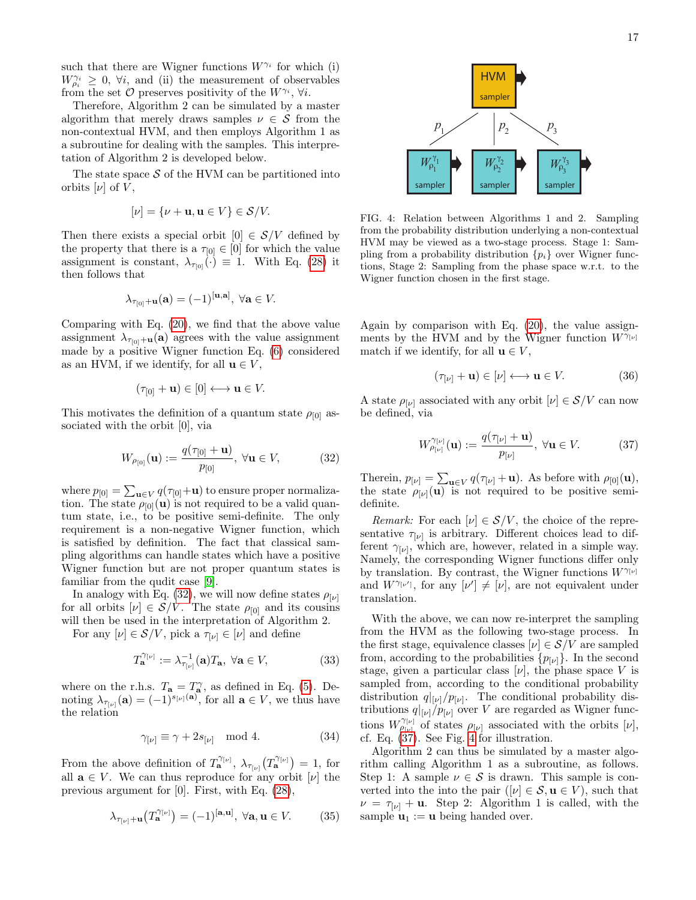such that there are Wigner functions $W^{\gamma_i}$ for which (i) $W^{\gamma_i}_{\rho_i} \geq 0$, $\forall i$, and (ii) the measurement of observables from the set $\mathcal{O}$ preserves positivity of the $W^{\gamma_i}$, $\forall i$.

Therefore, Algorithm 2 can be simulated by a master algorithm that merely draws samples $\nu \in \mathcal{S}$ from the non-contextual HVM, and then employs Algorithm 1 as a subroutine for dealing with the samples. This interpretation of Algorithm 2 is developed below.

The state space $\mathcal{S}$ of the HVM can be partitioned into orbits $[\nu]$ of $V$,

$$[\nu] = \{\nu + \mathbf{u}, \mathbf{u} \in V\} \in \mathcal{S}/V.$$

Then there exists a special orbit $[0] \in \mathcal{S}/V$ defined by the property that there is a $\tau_{[0]} \in [0]$ for which the value assignment is constant, $\lambda_{\tau_{[0]}}(\cdot) \equiv 1$. With Eq. (28) it then follows that

$$\lambda_{\tau_{[0]}+\mathbf{u}}(\mathbf{a}) = (-1)^{[\mathbf{u},\mathbf{a}]},\ \forall \mathbf{a} \in V.$$

Comparing with Eq. (20), we find that the above value assignment $\lambda_{\tau_{[0]}+\mathbf{u}}(\mathbf{a})$ agrees with the value assignment made by a positive Wigner function Eq. (6) considered as an HVM, if we identify, for all $\mathbf{u} \in V$,

$$(\tau_{[0]} + \mathbf{u}) \in [0] \longleftrightarrow \mathbf{u} \in V.$$

This motivates the definition of a quantum state $\rho_{[0]}$ associated with the orbit $[0]$, via

$$W_{\rho_{[0]}}(\mathbf{u}) := \frac{q(\tau_{[0]} + \mathbf{u})}{p_{[0]}},\ \forall \mathbf{u} \in V, \tag{32}$$

where $p_{[0]} = \sum_{\mathbf{u}\in V} q(\tau_{[0]}+\mathbf{u})$ to ensure proper normalization. The state $\rho_{[0]}(\mathbf{u})$ is not required to be a valid quantum state, i.e., to be positive semi-definite. The only requirement is a non-negative Wigner function, which is satisfied by definition. The fact that classical sampling algorithms can handle states which have a positive Wigner function but are not proper quantum states is familiar from the qudit case [9].

In analogy with Eq. (32), we will now define states $\rho_{[\nu]}$ for all orbits $[\nu] \in \mathcal{S}/V$. The state $\rho_{[0]}$ and its cousins will then be used in the interpretation of Algorithm 2.

For any $[\nu] \in \mathcal{S}/V$, pick a $\tau_{[\nu]} \in [\nu]$ and define

$$T^{\gamma_{[\nu]}}_{\mathbf{a}} := \lambda^{-1}_{\tau_{[\nu]}}(\mathbf{a}) T_{\mathbf{a}},\ \forall \mathbf{a} \in V, \tag{33}$$

where on the r.h.s. $T_{\mathbf{a}} = T^{\gamma}_{\mathbf{a}}$, as defined in Eq. (5). Denoting $\lambda_{\tau_{[\nu]}}(\mathbf{a}) = (-1)^{s_{[\nu]}(\mathbf{a})}$, for all $\mathbf{a} \in V$, we thus have the relation

$$\gamma_{[\nu]} \equiv \gamma + 2 s_{[\nu]} \mod 4. \tag{34}$$

From the above definition of $T^{\gamma_{[\nu]}}_{\mathbf{a}}$, $\lambda_{\tau_{[\nu]}}\big(T^{\gamma_{[\nu]}}_{\mathbf{a}}\big) = 1$, for all $\mathbf{a} \in V$. We can thus reproduce for any orbit $[\nu]$ the previous argument for $[0]$. First, with Eq. (28),

$$\lambda_{\tau_{[\nu]}+\mathbf{u}}\big(T^{\gamma_{[\nu]}}_{\mathbf{a}}\big) = (-1)^{[\mathbf{a},\mathbf{u}]},\ \forall \mathbf{a}, \mathbf{u} \in V. \tag{35}$$

FIG. 4: Relation between Algorithms 1 and 2. Sampling from the probability distribution underlying a non-contextual HVM may be viewed as a two-stage process. Stage 1: Sampling from a probability distribution $\{p_i\}$ over Wigner functions, Stage 2: Sampling from the phase space w.r.t. to the Wigner function chosen in the first stage.

Again by comparison with Eq. (20), the value assignments by the HVM and by the Wigner function $W^{\gamma_{[\nu]}}$ match if we identify, for all $\mathbf{u} \in V$,

$$(\tau_{[\nu]} + \mathbf{u}) \in [\nu] \longleftrightarrow \mathbf{u} \in V. \tag{36}$$

A state $\rho_{[\nu]}$ associated with any orbit $[\nu] \in \mathcal{S}/V$ can now be defined, via

$$W^{\gamma_{[\nu]}}_{\rho_{[\nu]}}(\mathbf{u}) := \frac{q(\tau_{[\nu]} + \mathbf{u})}{p_{[\nu]}},\ \forall \mathbf{u} \in V. \tag{37}$$

Therein, $p_{[\nu]} = \sum_{\mathbf{u}\in V} q(\tau_{[\nu]}+\mathbf{u})$. As before with $\rho_{[0]}(\mathbf{u})$, the state $\rho_{[\nu]}(\mathbf{u})$ is not required to be positive semi-definite.

*Remark:* For each $[\nu] \in \mathcal{S}/V$, the choice of the representative $\tau_{[\nu]}$ is arbitrary. Different choices lead to different $\gamma_{[\nu]}$, which are, however, related in a simple way. Namely, the corresponding Wigner functions differ only by translation. By contrast, the Wigner functions $W^{\gamma_{[\nu]}}$ and $W^{\gamma_{[\nu']}}$, for any $[\nu'] \neq [\nu]$, are not equivalent under translation.

With the above, we can now re-interpret the sampling from the HVM as the following two-stage process. In the first stage, equivalence classes $[\nu] \in \mathcal{S}/V$ are sampled from, according to the probabilities $\{p_{[\nu]}\}$. In the second stage, given a particular class $[\nu]$, the phase space $V$ is sampled from, according to the conditional probability distribution $q|_{[\nu]}/p_{[\nu]}$. The conditional probability distributions $q|_{[\nu]}/p_{[\nu]}$ over $V$ are regarded as Wigner functions $W^{\gamma_{[\nu]}}_{\rho_{[\nu]}}$ of states $\rho_{[\nu]}$ associated with the orbits $[\nu]$, cf. Eq. (37). See Fig. 4 for illustration.

Algorithm 2 can thus be simulated by a master algorithm calling Algorithm 1 as a subroutine, as follows. Step 1: A sample $\nu \in \mathcal{S}$ is drawn. This sample is converted into the into the pair $([\nu] \in \mathcal{S}, \mathbf{u} \in V)$, such that $\nu = \tau_{[\nu]} + \mathbf{u}$. Step 2: Algorithm 1 is called, with the sample $\mathbf{u}_1 := \mathbf{u}$ being handed over.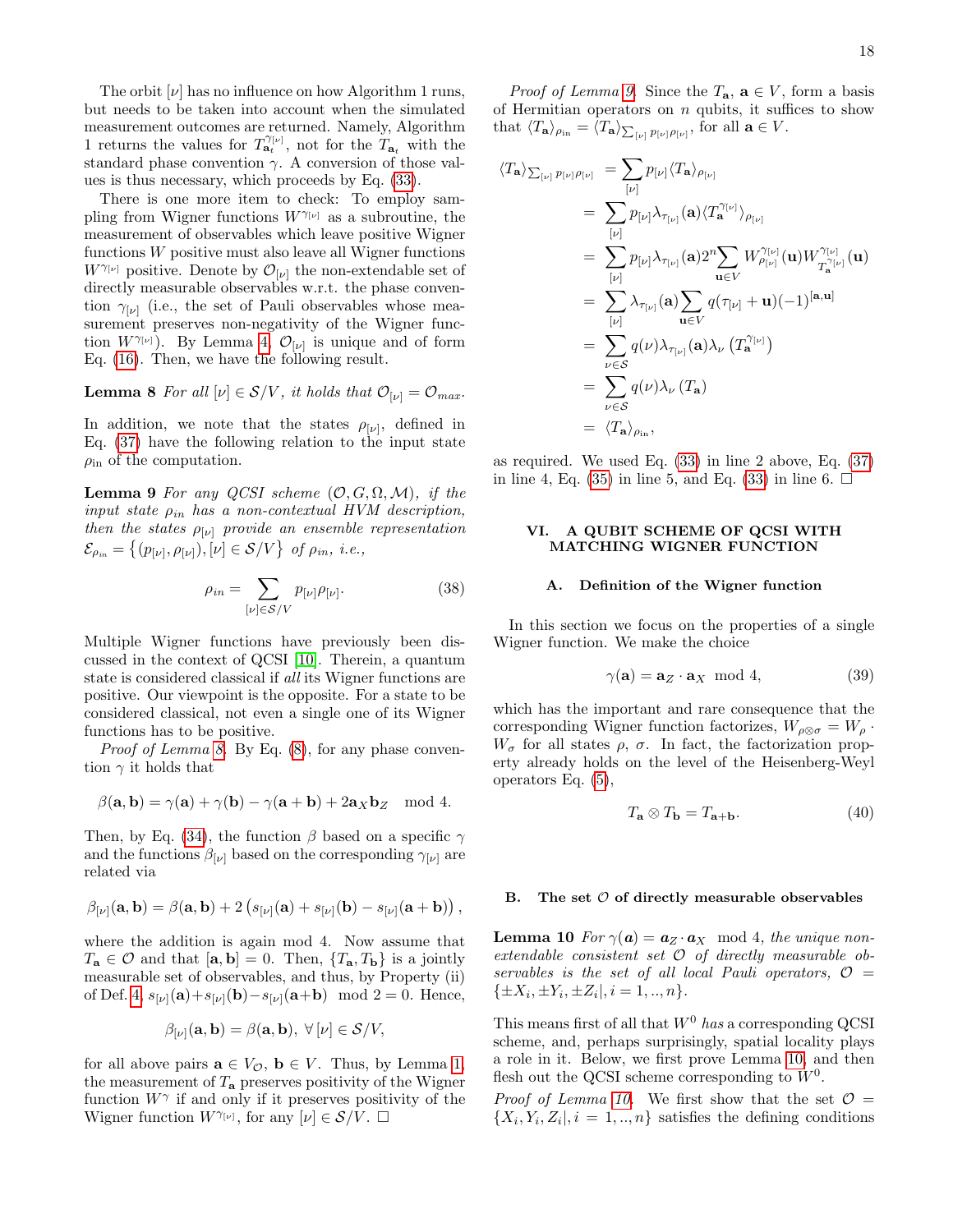The orbit $[\nu]$ has no influence on how Algorithm 1 runs, but needs to be taken into account when the simulated measurement outcomes are returned. Namely, Algorithm 1 returns the values for $T_{\mathbf{a}_t}^{\gamma_{[\nu]}}$, not for the $T_{\mathbf{a}_t}$ with the standard phase convention $\gamma$. A conversion of those values is thus necessary, which proceeds by Eq. (33).

There is one more item to check: To employ sampling from Wigner functions $W^{\gamma_{[\nu]}}$ as a subroutine, the measurement of observables which leave positive Wigner functions $W$ positive must also leave all Wigner functions $W^{\gamma_{[\nu]}}$ positive. Denote by $\mathcal{O}_{[\nu]}$ the non-extendable set of directly measurable observables w.r.t. the phase convention $\gamma_{[\nu]}$ (i.e., the set of Pauli observables whose measurement preserves non-negativity of the Wigner function $W^{\gamma_{[\nu]}}$). By Lemma 4, $\mathcal{O}_{[\nu]}$ is unique and of form Eq. (16). Then, we have the following result.

**Lemma 8** *For all $[\nu] \in \mathcal{S}/V$, it holds that $\mathcal{O}_{[\nu]} = \mathcal{O}_{max}$.*

In addition, we note that the states $\rho_{[\nu]}$, defined in Eq. (37) have the following relation to the input state $\rho_{\text{in}}$ of the computation.

**Lemma 9** *For any QCSI scheme $(\mathcal{O}, G, \Omega, \mathcal{M})$, if the input state $\rho_{in}$ has a non-contextual HVM description, then the states $\rho_{[\nu]}$ provide an ensemble representation $\mathcal{E}_{\rho_{in}} = \{(p_{[\nu]}, \rho_{[\nu]}), [\nu] \in \mathcal{S}/V\}$ of $\rho_{in}$, i.e.,*

$$\rho_{in} = \sum_{[\nu] \in \mathcal{S}/V} p_{[\nu]} \rho_{[\nu]}. \tag{38}$$

Multiple Wigner functions have previously been discussed in the context of QCSI [10]. Therein, a quantum state is considered classical if *all* its Wigner functions are positive. Our viewpoint is the opposite. For a state to be considered classical, not even a single one of its Wigner functions has to be positive.

*Proof of Lemma 8.* By Eq. (8), for any phase convention $\gamma$ it holds that

$$\beta(\mathbf{a}, \mathbf{b}) = \gamma(\mathbf{a}) + \gamma(\mathbf{b}) - \gamma(\mathbf{a} + \mathbf{b}) + 2\mathbf{a}_X \mathbf{b}_Z \mod 4.$$

Then, by Eq. (34), the function $\beta$ based on a specific $\gamma$ and the functions $\beta_{[\nu]}$ based on the corresponding $\gamma_{[\nu]}$ are related via

$$\beta_{[\nu]}(\mathbf{a}, \mathbf{b}) = \beta(\mathbf{a}, \mathbf{b}) + 2\left(s_{[\nu]}(\mathbf{a}) + s_{[\nu]}(\mathbf{b}) - s_{[\nu]}(\mathbf{a} + \mathbf{b})\right),$$

where the addition is again mod 4. Now assume that $T_\mathbf{a} \in \mathcal{O}$ and that $[\mathbf{a}, \mathbf{b}] = 0$. Then, $\{T_\mathbf{a}, T_\mathbf{b}\}$ is a jointly measurable set of observables, and thus, by Property (ii) of Def. 4, $s_{[\nu]}(\mathbf{a}) + s_{[\nu]}(\mathbf{b}) - s_{[\nu]}(\mathbf{a} + \mathbf{b}) \mod 2 = 0$. Hence,

$$\beta_{[\nu]}(\mathbf{a}, \mathbf{b}) = \beta(\mathbf{a}, \mathbf{b}),\ \forall\, [\nu] \in \mathcal{S}/V,$$

for all above pairs $\mathbf{a} \in V_\mathcal{O}$, $\mathbf{b} \in V$. Thus, by Lemma 1, the measurement of $T_\mathbf{a}$ preserves positivity of the Wigner function $W^\gamma$ if and only if it preserves positivity of the Wigner function $W^{\gamma_{[\nu]}}$, for any $[\nu] \in \mathcal{S}/V$. $\Box$

*Proof of Lemma 9.* Since the $T_\mathbf{a}$, $\mathbf{a} \in V$, form a basis of Hermitian operators on $n$ qubits, it suffices to show that $\langle T_\mathbf{a} \rangle_{\rho_{\text{in}}} = \langle T_\mathbf{a} \rangle_{\sum_{[\nu]} p_{[\nu]} \rho_{[\nu]}}$, for all $\mathbf{a} \in V$.

$$\begin{aligned}
\langle T_\mathbf{a} \rangle_{\sum_{[\nu]} p_{[\nu]} \rho_{[\nu]}} &= \sum_{[\nu]} p_{[\nu]} \langle T_\mathbf{a} \rangle_{\rho_{[\nu]}} \\
&= \sum_{[\nu]} p_{[\nu]} \lambda_{\tau_{[\nu]}}(\mathbf{a}) \langle T_\mathbf{a}^{\gamma_{[\nu]}} \rangle_{\rho_{[\nu]}} \\
&= \sum_{[\nu]} p_{[\nu]} \lambda_{\tau_{[\nu]}}(\mathbf{a}) 2^n \sum_{\mathbf{u} \in V} W_{\rho_{[\nu]}}^{\gamma_{[\nu]}}(\mathbf{u}) W_{T_\mathbf{a}^{\gamma_{[\nu]}}}^{\gamma_{[\nu]}}(\mathbf{u}) \\
&= \sum_{[\nu]} \lambda_{\tau_{[\nu]}}(\mathbf{a}) \sum_{\mathbf{u} \in V} q(\tau_{[\nu]} + \mathbf{u}) (-1)^{[\mathbf{a}, \mathbf{u}]} \\
&= \sum_{\nu \in \mathcal{S}} q(\nu) \lambda_{\tau_{[\nu]}}(\mathbf{a}) \lambda_\nu \left(T_\mathbf{a}^{\gamma_{[\nu]}}\right) \\
&= \sum_{\nu \in \mathcal{S}} q(\nu) \lambda_\nu \left(T_\mathbf{a}\right) \\
&= \langle T_\mathbf{a} \rangle_{\rho_{\text{in}}},
\end{aligned}$$

as required. We used Eq. (33) in line 2 above, Eq. (37) in line 4, Eq. (35) in line 5, and Eq. (33) in line 6. $\Box$

## VI. A QUBIT SCHEME OF QCSI WITH MATCHING WIGNER FUNCTION

### A. Definition of the Wigner function

In this section we focus on the properties of a single Wigner function. We make the choice

$$\gamma(\mathbf{a}) = \mathbf{a}_Z \cdot \mathbf{a}_X \mod 4, \tag{39}$$

which has the important and rare consequence that the corresponding Wigner function factorizes, $W_{\rho \otimes \sigma} = W_\rho \cdot W_\sigma$ for all states $\rho$, $\sigma$. In fact, the factorization property already holds on the level of the Heisenberg-Weyl operators Eq. (5),

$$T_\mathbf{a} \otimes T_\mathbf{b} = T_{\mathbf{a}+\mathbf{b}}. \tag{40}$$

### B. The set $\mathcal{O}$ of directly measurable observables

**Lemma 10** *For $\gamma(\mathbf{a}) = \mathbf{a}_Z \cdot \mathbf{a}_X \mod 4$, the unique non-extendable consistent set $\mathcal{O}$ of directly measurable observables is the set of all local Pauli operators, $\mathcal{O} = \{\pm X_i, \pm Y_i, \pm Z_i |, i = 1, .., n\}$.*

This means first of all that $W^0$ *has* a corresponding QCSI scheme, and, perhaps surprisingly, spatial locality plays a role in it. Below, we first prove Lemma 10, and then flesh out the QCSI scheme corresponding to $W^0$.

*Proof of Lemma 10.* We first show that the set $\mathcal{O} = \{X_i, Y_i, Z_i |, i = 1, .., n\}$ satisfies the defining conditions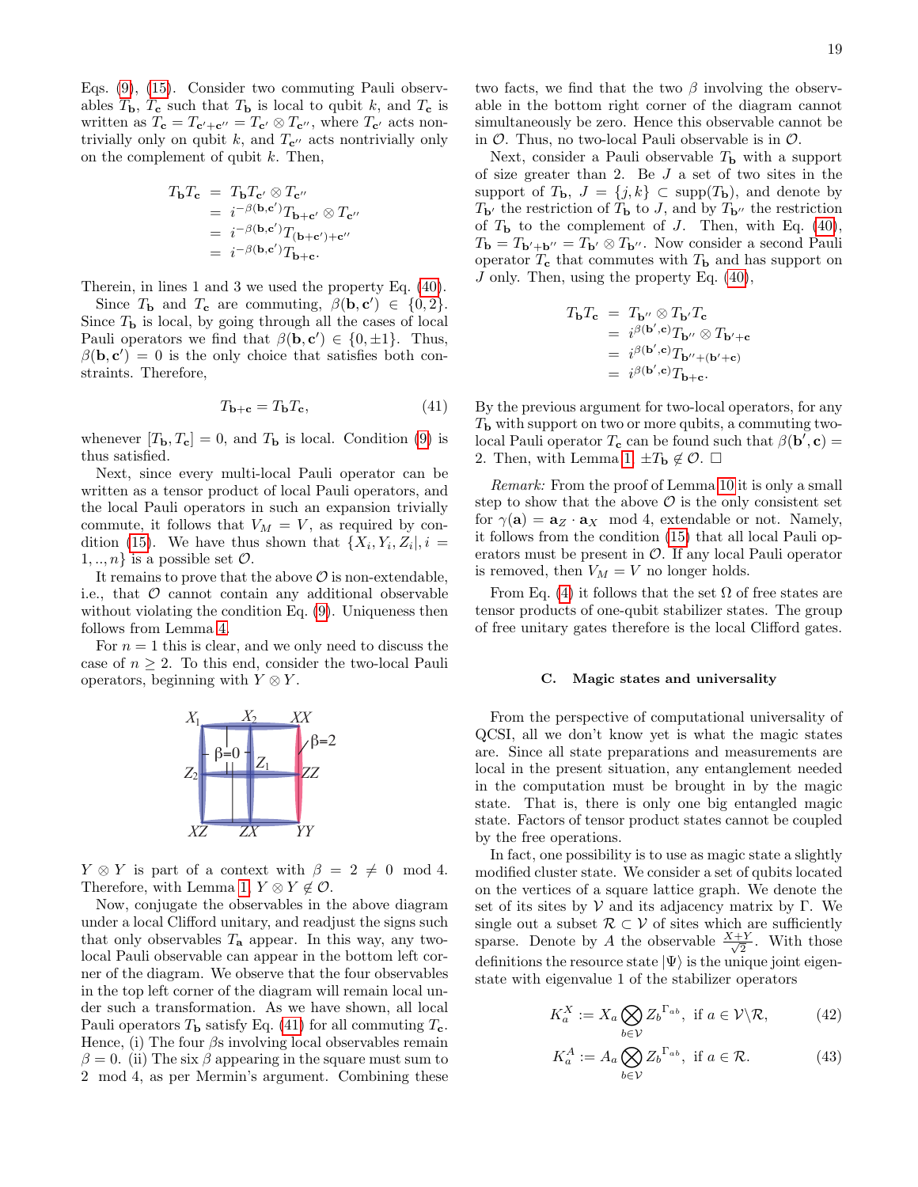Eqs. (9), (15). Consider two commuting Pauli observables $T_\mathbf{b}$, $T_\mathbf{c}$ such that $T_\mathbf{b}$ is local to qubit $k$, and $T_\mathbf{c}$ is written as $T_\mathbf{c} = T_{\mathbf{c}'+\mathbf{c}''} = T_{\mathbf{c}'} \otimes T_{\mathbf{c}''}$, where $T_{\mathbf{c}'}$ acts non-trivially only on qubit $k$, and $T_{\mathbf{c}''}$ acts nontrivially only on the complement of qubit $k$. Then,

$$
\begin{aligned}
T_\mathbf{b} T_\mathbf{c} &= T_\mathbf{b} T_{\mathbf{c}'} \otimes T_{\mathbf{c}''} \\
&= i^{-\beta(\mathbf{b},\mathbf{c}')} T_{\mathbf{b}+\mathbf{c}'} \otimes T_{\mathbf{c}''} \\
&= i^{-\beta(\mathbf{b},\mathbf{c}')} T_{(\mathbf{b}+\mathbf{c}')+\mathbf{c}''} \\
&= i^{-\beta(\mathbf{b},\mathbf{c}')} T_{\mathbf{b}+\mathbf{c}}.
\end{aligned}
$$

Therein, in lines 1 and 3 we used the property Eq. (40).

Since $T_\mathbf{b}$ and $T_\mathbf{c}$ are commuting, $\beta(\mathbf{b},\mathbf{c}') \in \{0,2\}$. Since $T_\mathbf{b}$ is local, by going through all the cases of local Pauli operators we find that $\beta(\mathbf{b},\mathbf{c}') \in \{0,\pm 1\}$. Thus, $\beta(\mathbf{b},\mathbf{c}') = 0$ is the only choice that satisfies both constraints. Therefore,

$$
T_{\mathbf{b}+\mathbf{c}} = T_\mathbf{b} T_\mathbf{c}, \tag{41}
$$

whenever $[T_\mathbf{b}, T_\mathbf{c}] = 0$, and $T_\mathbf{b}$ is local. Condition (9) is thus satisfied.

Next, since every multi-local Pauli operator can be written as a tensor product of local Pauli operators, and the local Pauli operators in such an expansion trivially commute, it follows that $V_M = V$, as required by condition (15). We have thus shown that $\{X_i, Y_i, Z_i | , i = 1,..,n\}$ is a possible set $\mathcal{O}$.

It remains to prove that the above $\mathcal{O}$ is non-extendable, i.e., that $\mathcal{O}$ cannot contain any additional observable without violating the condition Eq. (9). Uniqueness then follows from Lemma 4.

For $n=1$ this is clear, and we only need to discuss the case of $n \geq 2$. To this end, consider the two-local Pauli operators, beginning with $Y \otimes Y$.

$Y \otimes Y$ is part of a context with $\beta = 2 \neq 0 \mod 4$. Therefore, with Lemma 1, $Y \otimes Y \notin \mathcal{O}$.

Now, conjugate the observables in the above diagram under a local Clifford unitary, and readjust the signs such that only observables $T_\mathbf{a}$ appear. In this way, any two-local Pauli observable can appear in the bottom left corner of the diagram. We observe that the four observables in the top left corner of the diagram will remain local under such a transformation. As we have shown, all local Pauli operators $T_\mathbf{b}$ satisfy Eq. (41) for all commuting $T_\mathbf{c}$. Hence, (i) The four $\beta$s involving local observables remain $\beta = 0$. (ii) The six $\beta$ appearing in the square must sum to $2 \mod 4$, as per Mermin's argument. Combining these two facts, we find that the two $\beta$ involving the observable in the bottom right corner of the diagram cannot simultaneously be zero. Hence this observable cannot be in $\mathcal{O}$. Thus, no two-local Pauli observable is in $\mathcal{O}$.

Next, consider a Pauli observable $T_\mathbf{b}$ with a support of size greater than 2. Be $J$ a set of two sites in the support of $T_\mathbf{b}$, $J = \{j,k\} \subset \text{supp}(T_\mathbf{b})$, and denote by $T_{\mathbf{b}'}$ the restriction of $T_\mathbf{b}$ to $J$, and by $T_{\mathbf{b}''}$ the restriction of $T_\mathbf{b}$ to the complement of $J$. Then, with Eq. (40), $T_\mathbf{b} = T_{\mathbf{b}'+\mathbf{b}''} = T_{\mathbf{b}'} \otimes T_{\mathbf{b}''}$. Now consider a second Pauli operator $T_\mathbf{c}$ that commutes with $T_\mathbf{b}$ and has support on $J$ only. Then, using the property Eq. (40),

$$
\begin{aligned}
T_\mathbf{b} T_\mathbf{c} &= T_{\mathbf{b}''} \otimes T_{\mathbf{b}'} T_\mathbf{c} \\
&= i^{\beta(\mathbf{b}',\mathbf{c})} T_{\mathbf{b}''} \otimes T_{\mathbf{b}'+\mathbf{c}} \\
&= i^{\beta(\mathbf{b}',\mathbf{c})} T_{\mathbf{b}''+(\mathbf{b}'+\mathbf{c})} \\
&= i^{\beta(\mathbf{b}',\mathbf{c})} T_{\mathbf{b}+\mathbf{c}}.
\end{aligned}
$$

By the previous argument for two-local operators, for any $T_\mathbf{b}$ with support on two or more qubits, a commuting two-local Pauli operator $T_\mathbf{c}$ can be found such that $\beta(\mathbf{b}',\mathbf{c}) = 2$. Then, with Lemma 1, $\pm T_\mathbf{b} \notin \mathcal{O}$. $\Box$

*Remark:* From the proof of Lemma 10 it is only a small step to show that the above $\mathcal{O}$ is the only consistent set for $\gamma(\mathbf{a}) = \mathbf{a}_Z \cdot \mathbf{a}_X \mod 4$, extendable or not. Namely, it follows from the condition (15) that all local Pauli operators must be present in $\mathcal{O}$. If any local Pauli operator is removed, then $V_M = V$ no longer holds.

From Eq. (4) it follows that the set $\Omega$ of free states are tensor products of one-qubit stabilizer states. The group of free unitary gates therefore is the local Clifford gates.

### C. Magic states and universality

From the perspective of computational universality of QCSI, all we don't know yet is what the magic states are. Since all state preparations and measurements are local in the present situation, any entanglement needed in the computation must be brought in by the magic state. That is, there is only one big entangled magic state. Factors of tensor product states cannot be coupled by the free operations.

In fact, one possibility is to use as magic state a slightly modified cluster state. We consider a set of qubits located on the vertices of a square lattice graph. We denote the set of its sites by $\mathcal{V}$ and its adjacency matrix by $\Gamma$. We single out a subset $\mathcal{R} \subset \mathcal{V}$ of sites which are sufficiently sparse. Denote by $A$ the observable $\frac{X+Y}{\sqrt{2}}$. With those definitions the resource state $|\Psi\rangle$ is the unique joint eigenstate with eigenvalue 1 of the stabilizer operators

$$
K_a^X := X_a \bigotimes_{b \in \mathcal{V}} Z_b^{\Gamma_{ab}}, \text{ if } a \in \mathcal{V} \backslash \mathcal{R}, \tag{42}
$$

$$
K_a^A := A_a \bigotimes_{b \in \mathcal{V}} Z_b^{\Gamma_{ab}}, \text{ if } a \in \mathcal{R}. \tag{43}
$$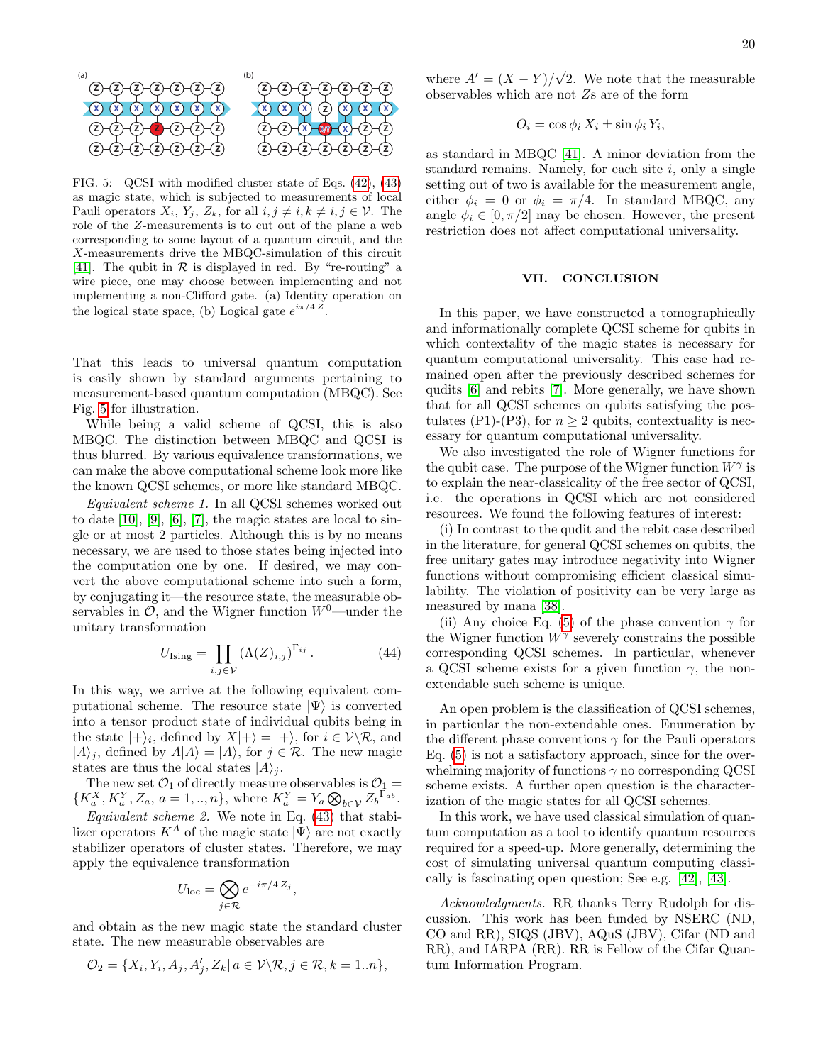FIG. 5: QCSI with modified cluster state of Eqs. (42), (43) as magic state, which is subjected to measurements of local Pauli operators $X_i$, $Y_j$, $Z_k$, for all $i,j \neq i, k \neq i, j \in \mathcal{V}$. The role of the $Z$-measurements is to cut out of the plane a web corresponding to some layout of a quantum circuit, and the $X$-measurements drive the MBQC-simulation of this circuit [41]. The qubit in $\mathcal{R}$ is displayed in red. By "re-routing" a wire piece, one may choose between implementing and not implementing a non-Clifford gate. (a) Identity operation on the logical state space, (b) Logical gate $e^{i\pi/4\, Z}$.

That this leads to universal quantum computation is easily shown by standard arguments pertaining to measurement-based quantum computation (MBQC). See Fig. 5 for illustration.

While being a valid scheme of QCSI, this is also MBQC. The distinction between MBQC and QCSI is thus blurred. By various equivalence transformations, we can make the above computational scheme look more like the known QCSI schemes, or more like standard MBQC.

*Equivalent scheme 1.* In all QCSI schemes worked out to date [10], [9], [6], [7], the magic states are local to single or at most 2 particles. Although this is by no means necessary, we are used to those states being injected into the computation one by one. If desired, we may convert the above computational scheme into such a form, by conjugating it—the resource state, the measurable observables in $\mathcal{O}$, and the Wigner function $W^0$—under the unitary transformation

$$U_\text{Ising} = \prod_{i,j \in \mathcal{V}} \left(\Lambda(Z)_{i,j}\right)^{\Gamma_{ij}}. \tag{44}$$

In this way, we arrive at the following equivalent computational scheme. The resource state $|\Psi\rangle$ is converted into a tensor product state of individual qubits being in the state $|+\rangle_i$, defined by $X|+\rangle = |+\rangle$, for $i \in \mathcal{V}\backslash\mathcal{R}$, and $|A\rangle_j$, defined by $A|A\rangle = |A\rangle$, for $j \in \mathcal{R}$. The new magic states are thus the local states $|A\rangle_j$.

The new set $\mathcal{O}_1$ of directly measure observables is $\mathcal{O}_1 = \{K^X_a, K^Y_a, Z_a,\, a = 1,..,n\}$, where $K^Y_a = Y_a \bigotimes_{b \in \mathcal{V}} {Z_b}^{\Gamma_{ab}}$.

*Equivalent scheme 2.* We note in Eq. (43) that stabilizer operators $K^A$ of the magic state $|\Psi\rangle$ are not exactly stabilizer operators of cluster states. Therefore, we may apply the equivalence transformation

$$U_\text{loc} = \bigotimes_{j \in \mathcal{R}} e^{-i\pi/4\, Z_j},$$

and obtain as the new magic state the standard cluster state. The new measurable observables are

$$\mathcal{O}_2 = \{X_i, Y_i, A_j, A'_j, Z_k |\, a \in \mathcal{V}\backslash\mathcal{R}, j \in \mathcal{R}, k = 1..n\},$$

where $A' = (X - Y)/\sqrt{2}$. We note that the measurable observables which are not $Z$s are of the form

$$O_i = \cos\phi_i\, X_i \pm \sin\phi_i\, Y_i,$$

as standard in MBQC [41]. A minor deviation from the standard remains. Namely, for each site $i$, only a single setting out of two is available for the measurement angle, either $\phi_i = 0$ or $\phi_i = \pi/4$. In standard MBQC, any angle $\phi_i \in [0, \pi/2]$ may be chosen. However, the present restriction does not affect computational universality.

## VII. CONCLUSION

In this paper, we have constructed a tomographically and informationally complete QCSI scheme for qubits in which contextuality of the magic states is necessary for quantum computational universality. This case had remained open after the previously described schemes for qudits [6] and rebits [7]. More generally, we have shown that for all QCSI schemes on qubits satisfying the postulates (P1)-(P3), for $n \geq 2$ qubits, contextuality is necessary for quantum computational universality.

We also investigated the role of Wigner functions for the qubit case. The purpose of the Wigner function $W^\gamma$ is to explain the near-classicality of the free sector of QCSI, i.e. the operations in QCSI which are not considered resources. We found the following features of interest:

(i) In contrast to the qudit and the rebit case described in the literature, for general QCSI schemes on qubits, the free unitary gates may introduce negativity into Wigner functions without compromising efficient classical simulability. The violation of positivity can be very large as measured by mana [38].

(ii) Any choice Eq. (5) of the phase convention $\gamma$ for the Wigner function $W^\gamma$ severely constrains the possible corresponding QCSI schemes. In particular, whenever a QCSI scheme exists for a given function $\gamma$, the non-extendable such scheme is unique.

An open problem is the classification of QCSI schemes, in particular the non-extendable ones. Enumeration by the different phase conventions $\gamma$ for the Pauli operators Eq. (5) is not a satisfactory approach, since for the overwhelming majority of functions $\gamma$ no corresponding QCSI scheme exists. A further open question is the characterization of the magic states for all QCSI schemes.

In this work, we have used classical simulation of quantum computation as a tool to identify quantum resources required for a speed-up. More generally, determining the cost of simulating universal quantum computing classically is fascinating open question; See e.g. [42], [43].

*Acknowledgments.* RR thanks Terry Rudolph for discussion. This work has been funded by NSERC (ND, CO and RR), SIQS (JBV), AQuS (JBV), Cifar (ND and RR), and IARPA (RR). RR is Fellow of the Cifar Quantum Information Program.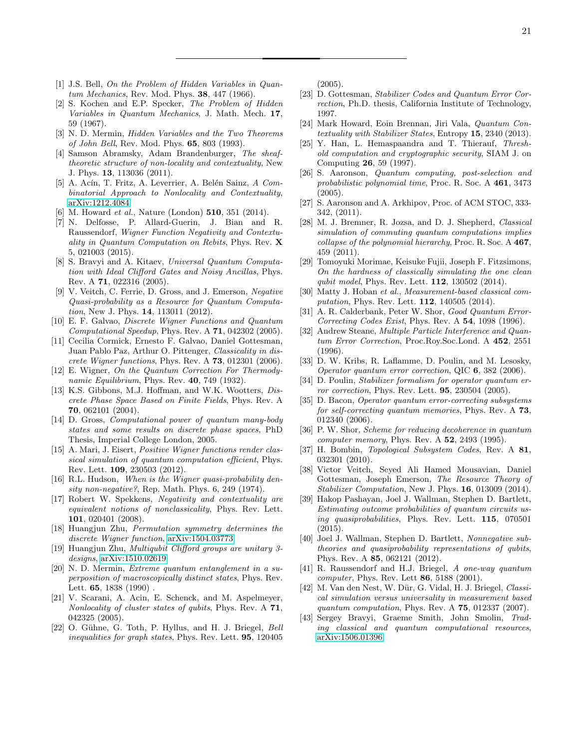[1] J.S. Bell, *On the Problem of Hidden Variables in Quantum Mechanics*, Rev. Mod. Phys. **38**, 447 (1966).

[2] S. Kochen and E.P. Specker, *The Problem of Hidden Variables in Quantum Mechanics*, J. Math. Mech. **17**, 59 (1967).

[3] N. D. Mermin, *Hidden Variables and the Two Theorems of John Bell*, Rev. Mod. Phys. **65**, 803 (1993).

[4] Samson Abramsky, Adam Brandenburger, *The sheaf-theoretic structure of non-locality and contextuality*, New J. Phys. **13**, 113036 (2011).

[5] A. Acín, T. Fritz, A. Leverrier, A. Belén Sainz, *A Combinatorial Approach to Nonlocality and Contextuality*, arXiv:1212.4084.

[6] M. Howard *et al.*, Nature (London) **510**, 351 (2014).

[7] N. Delfosse, P. Allard-Guerin, J. Bian and R. Raussendorf, *Wigner Function Negativity and Contextuality in Quantum Computation on Rebits*, Phys. Rev. **X** 5, 021003 (2015).

[8] S. Bravyi and A. Kitaev, *Universal Quantum Computation with Ideal Clifford Gates and Noisy Ancillas*, Phys. Rev. A **71**, 022316 (2005).

[9] V. Veitch, C. Ferrie, D. Gross, and J. Emerson, *Negative Quasi-probability as a Resource for Quantum Computation*, New J. Phys. **14**, 113011 (2012).

[10] E. F. Galvao, *Discrete Wigner Functions and Quantum Computational Speedup*, Phys. Rev. A **71**, 042302 (2005).

[11] Cecilia Cormick, Ernesto F. Galvao, Daniel Gottesman, Juan Pablo Paz, Arthur O. Pittenger, *Classicality in discrete Wigner functions*, Phys. Rev. A **73**, 012301 (2006).

[12] E. Wigner, *On the Quantum Correction For Thermodynamic Equilibrium*, Phys. Rev. **40**, 749 (1932).

[13] K.S. Gibbons, M.J. Hoffman, and W.K. Wootters, *Discrete Phase Space Based on Finite Fields*, Phys. Rev. A **70**, 062101 (2004).

[14] D. Gross, *Computational power of quantum many-body states and some results on discrete phase spaces*, PhD Thesis, Imperial College London, 2005.

[15] A. Mari, J. Eisert, *Positive Wigner functions render classical simulation of quantum computation efficient*, Phys. Rev. Lett. **109**, 230503 (2012).

[16] R.L. Hudson, *When is the Wigner quasi-probability density non-negative?*, Rep. Math. Phys. 6, 249 (1974).

[17] Robert W. Spekkens, *Negativity and contextuality are equivalent notions of nonclassicality*, Phys. Rev. Lett. **101**, 020401 (2008).

[18] Huangjun Zhu, *Permutation symmetry determines the discrete Wigner function*, arXiv:1504.03773.

[19] Huangjun Zhu, *Multiqubit Clifford groups are unitary 3-designs*, arXiv:1510.02619.

[20] N. D. Mermin, *Extreme quantum entanglement in a superposition of macroscopically distinct states*, Phys. Rev. Lett. **65**, 1838 (1990) .

[21] V. Scarani, A. Acin, E. Schenck, and M. Aspelmeyer, *Nonlocality of cluster states of qubits*, Phys. Rev. A **71**, 042325 (2005).

[22] O. Gühne, G. Toth, P. Hyllus, and H. J. Briegel, *Bell inequalities for graph states*, Phys. Rev. Lett. **95**, 120405 (2005).

[23] D. Gottesman, *Stabilizer Codes and Quantum Error Correction*, Ph.D. thesis, California Institute of Technology, 1997.

[24] Mark Howard, Eoin Brennan, Jiri Vala, *Quantum Contextuality with Stabilizer States*, Entropy **15**, 2340 (2013).

[25] Y. Han, L. Hemaspaandra and T. Thierauf, *Threshold computation and cryptographic security*, SIAM J. on Computing **26**, 59 (1997).

[26] S. Aaronson, *Quantum computing, post-selection and probabilistic polynomial time*, Proc. R. Soc. A **461**, 3473 (2005).

[27] S. Aaronson and A. Arkhipov, Proc. of ACM STOC, 333-342, (2011).

[28] M. J. Bremner, R. Jozsa, and D. J. Shepherd, *Classical simulation of commuting quantum computations implies collapse of the polynomial hierarchy*, Proc. R. Soc. A **467**, 459 (2011).

[29] Tomoyuki Morimae, Keisuke Fujii, Joseph F. Fitzsimons, *On the hardness of classically simulating the one clean qubit model*, Phys. Rev. Lett. **112**, 130502 (2014).

[30] Matty J. Hoban *et al.*, *Measurement-based classical computation*, Phys. Rev. Lett. **112**, 140505 (2014).

[31] A. R. Calderbank, Peter W. Shor, *Good Quantum Error-Correcting Codes Exist*, Phys. Rev. A **54**, 1098 (1996).

[32] Andrew Steane, *Multiple Particle Interference and Quantum Error Correction*, Proc.Roy.Soc.Lond. A **452**, 2551 (1996).

[33] D. W. Kribs, R. Laflamme, D. Poulin, and M. Lesosky, *Operator quantum error correction*, QIC **6**, 382 (2006).

[34] D. Poulin, *Stabilizer formalism for operator quantum error correction*, Phys. Rev. Lett. **95**, 230504 (2005).

[35] D. Bacon, *Operator quantum error-correcting subsystems for self-correcting quantum memories*, Phys. Rev. A **73**, 012340 (2006).

[36] P. W. Shor, *Scheme for reducing decoherence in quantum computer memory*, Phys. Rev. A **52**, 2493 (1995).

[37] H. Bombin, *Topological Subsystem Codes*, Rev. A **81**, 032301 (2010).

[38] Victor Veitch, Seyed Ali Hamed Mousavian, Daniel Gottesman, Joseph Emerson, *The Resource Theory of Stabilizer Computation*, New J. Phys. **16**, 013009 (2014).

[39] Hakop Pashayan, Joel J. Wallman, Stephen D. Bartlett, *Estimating outcome probabilities of quantum circuits using quasiprobabilities*, Phys. Rev. Lett. **115**, 070501 (2015).

[40] Joel J. Wallman, Stephen D. Bartlett, *Nonnegative subtheories and quasiprobability representations of qubits*, Phys. Rev. A **85**, 062121 (2012).

[41] R. Raussendorf and H.J. Briegel, *A one-way quantum computer*, Phys. Rev. Lett **86**, 5188 (2001).

[42] M. Van den Nest, W. Dür, G. Vidal, H. J. Briegel, *Classical simulation versus universality in measurement based quantum computation*, Phys. Rev. A **75**, 012337 (2007).

[43] Sergey Bravyi, Graeme Smith, John Smolin, *Trading classical and quantum computational resources*, arXiv:1506.01396.